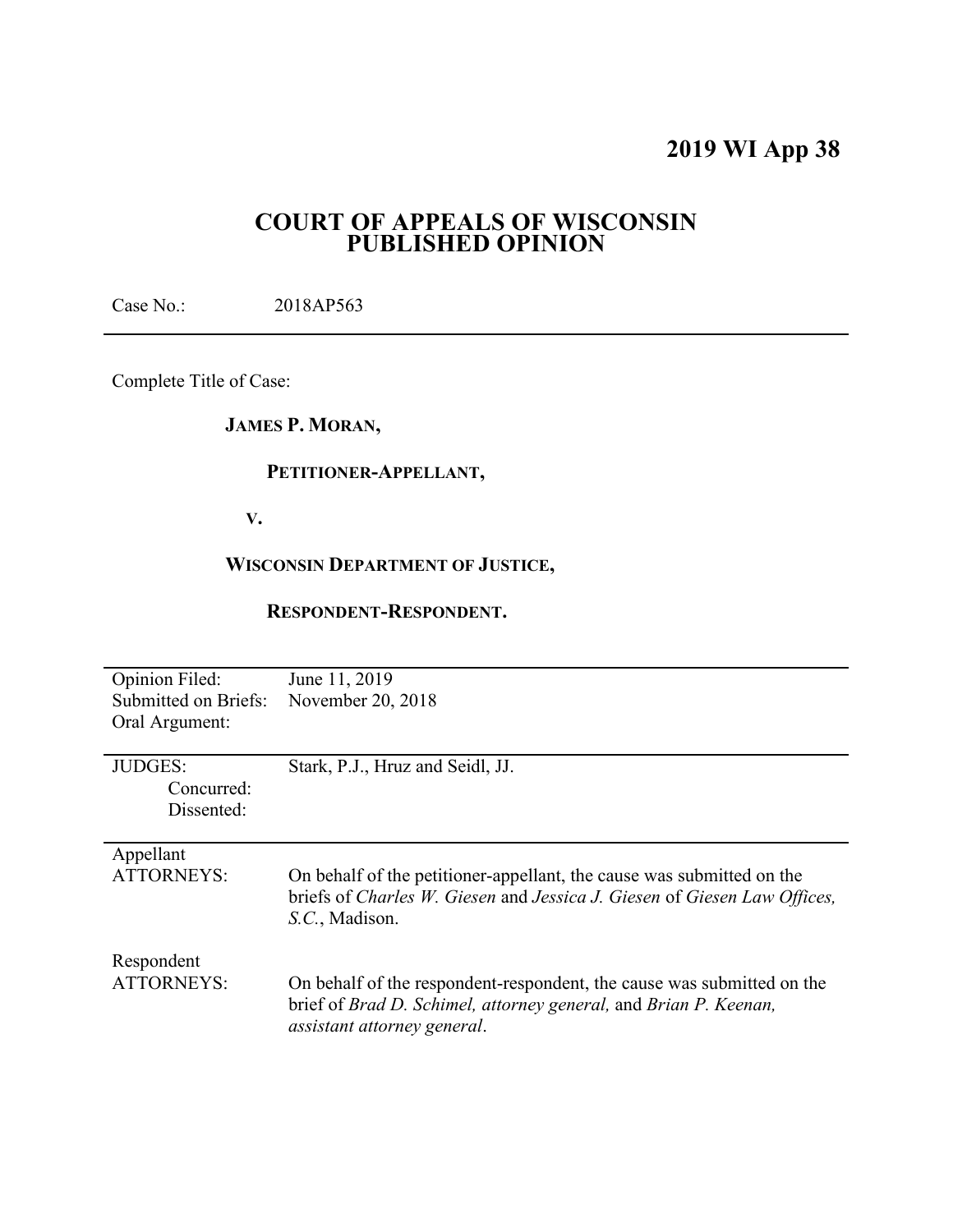# 2019 WI App 38

## COURT OF APPEALS OF WISCONSIN PUBLISHED OPINION

Case No.: 2018AP563

---

Complete Title of Case:

**JAMES P. MORAN,**

**PETITIONER-APPELLANT,**

**V.**

**WISCONSIN DEPARTMENT OF JUSTICE,**

**RESPONDENT-RESPONDENT.**

---

| | |
|---|---|
| Opinion Filed: | June 11, 2019 |
| Submitted on Briefs: | November 20, 2018 |
| Oral Argument: | |

---

| | |
|---|---|
| JUDGES: | Stark, P.J., Hruz and Seidl, JJ. |
| Concurred: | |
| Dissented: | |

---

| | |
|---|---|
| Appellant ATTORNEYS: | On behalf of the petitioner-appellant, the cause was submitted on the briefs of *Charles W. Giesen* and *Jessica J. Giesen* of *Giesen Law Offices, S.C.*, Madison. |
| Respondent ATTORNEYS: | On behalf of the respondent-respondent, the cause was submitted on the brief of *Brad D. Schimel, attorney general,* and *Brian P. Keenan, assistant attorney general*. |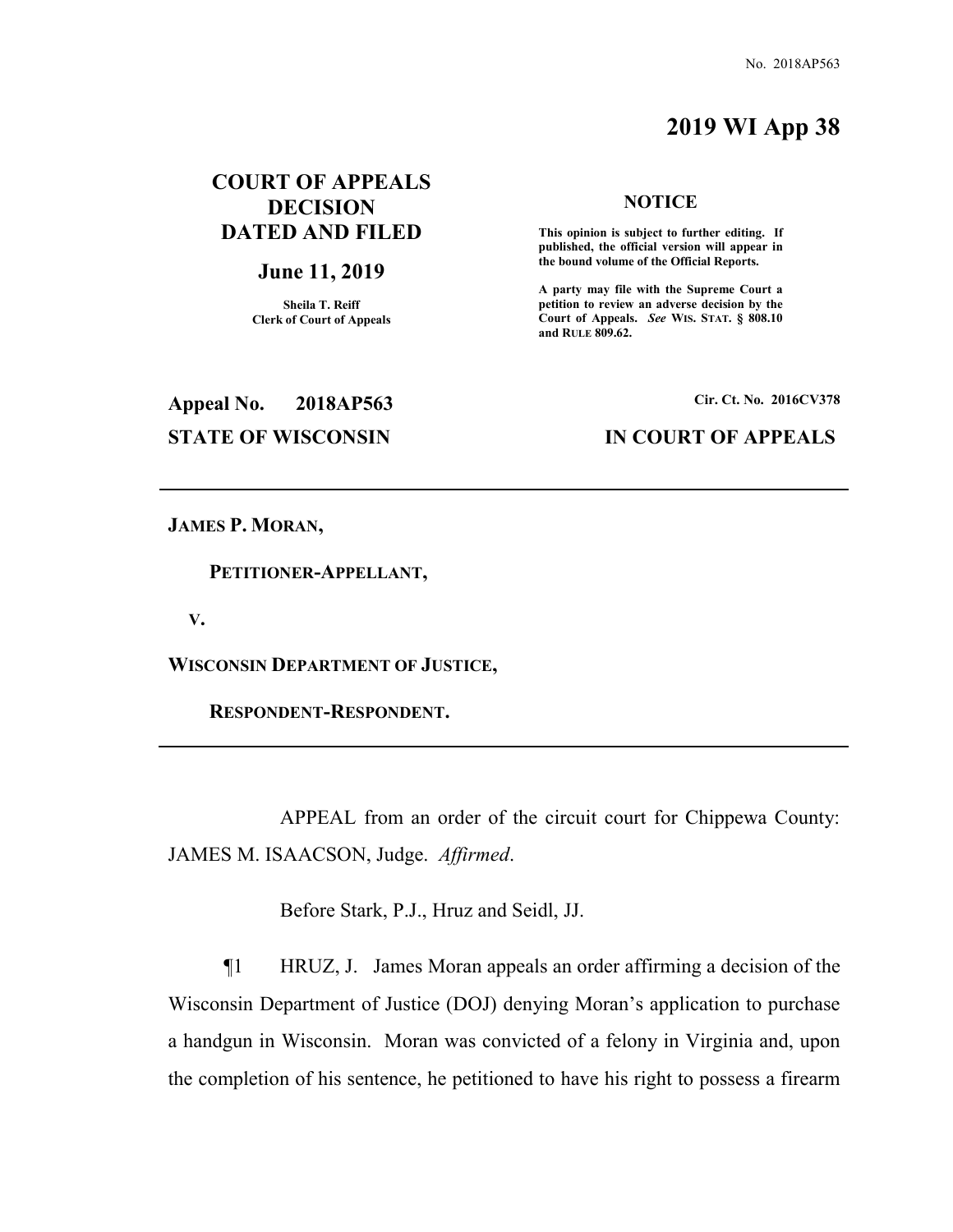No. 2018AP563

# 2019 WI App 38

**COURT OF APPEALS DECISION DATED AND FILED**

**June 11, 2019**

**Sheila T. Reiff**
**Clerk of Court of Appeals**

**NOTICE**

**This opinion is subject to further editing. If published, the official version will appear in the bound volume of the Official Reports.**

**A party may file with the Supreme Court a petition to review an adverse decision by the Court of Appeals. *See* WIS. STAT. § 808.10 and RULE 809.62.**

**Appeal No. 2018AP563** | **Cir. Ct. No. 2016CV378**

**STATE OF WISCONSIN** | **IN COURT OF APPEALS**

---

**JAMES P. MORAN,**

**PETITIONER-APPELLANT,**

**V.**

**WISCONSIN DEPARTMENT OF JUSTICE,**

**RESPONDENT-RESPONDENT.**

---

APPEAL from an order of the circuit court for Chippewa County: JAMES M. ISAACSON, Judge. *Affirmed*.

Before Stark, P.J., Hruz and Seidl, JJ.

¶1 HRUZ, J. James Moran appeals an order affirming a decision of the Wisconsin Department of Justice (DOJ) denying Moran's application to purchase a handgun in Wisconsin. Moran was convicted of a felony in Virginia and, upon the completion of his sentence, he petitioned to have his right to possess a firearm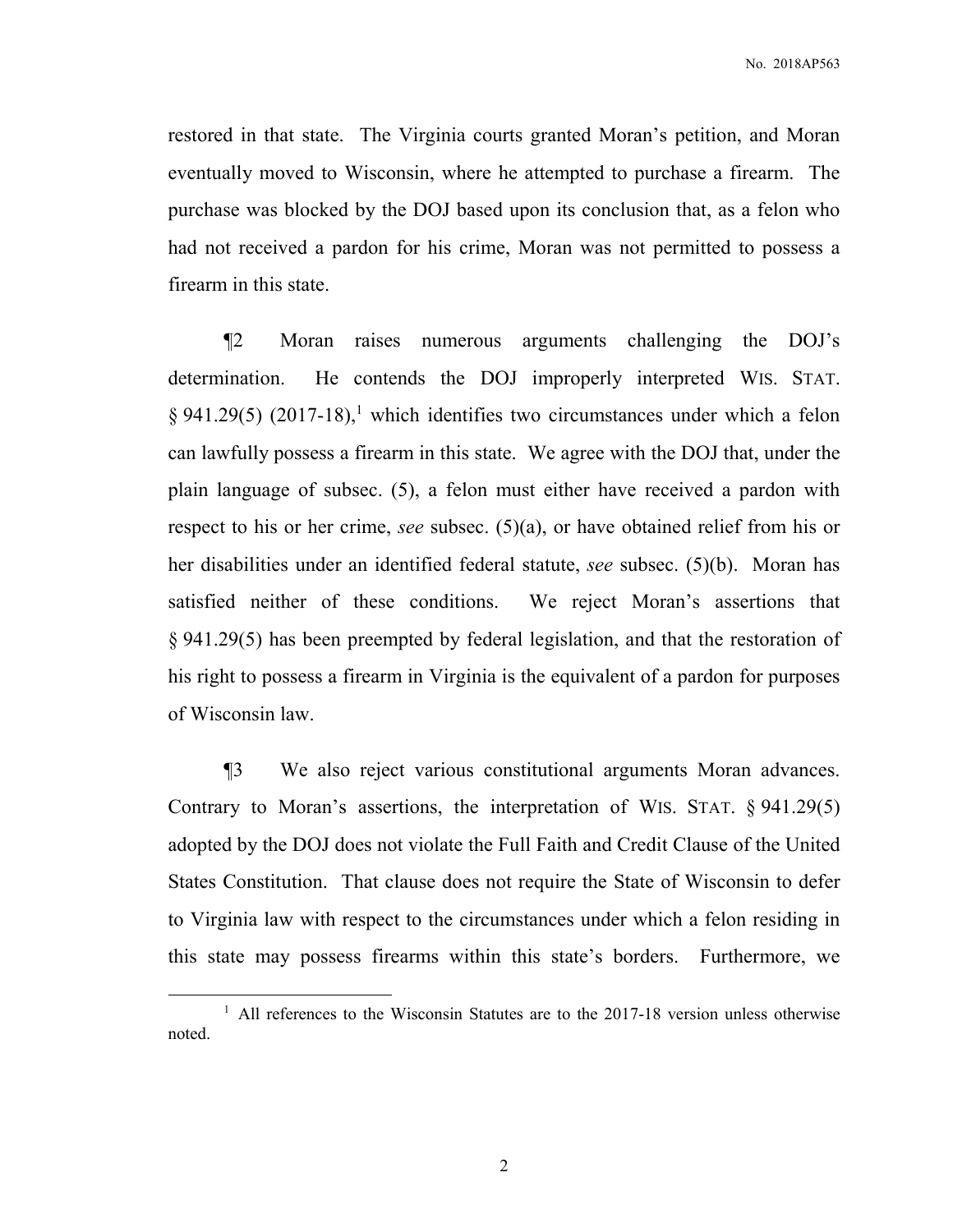restored in that state. The Virginia courts granted Moran's petition, and Moran eventually moved to Wisconsin, where he attempted to purchase a firearm. The purchase was blocked by the DOJ based upon its conclusion that, as a felon who had not received a pardon for his crime, Moran was not permitted to possess a firearm in this state.

¶2 Moran raises numerous arguments challenging the DOJ's determination. He contends the DOJ improperly interpreted WIS. STAT. § 941.29(5) (2017-18),[1] which identifies two circumstances under which a felon can lawfully possess a firearm in this state. We agree with the DOJ that, under the plain language of subsec. (5), a felon must either have received a pardon with respect to his or her crime, *see* subsec. (5)(a), or have obtained relief from his or her disabilities under an identified federal statute, *see* subsec. (5)(b). Moran has satisfied neither of these conditions. We reject Moran's assertions that § 941.29(5) has been preempted by federal legislation, and that the restoration of his right to possess a firearm in Virginia is the equivalent of a pardon for purposes of Wisconsin law.

¶3 We also reject various constitutional arguments Moran advances. Contrary to Moran's assertions, the interpretation of WIS. STAT. § 941.29(5) adopted by the DOJ does not violate the Full Faith and Credit Clause of the United States Constitution. That clause does not require the State of Wisconsin to defer to Virginia law with respect to the circumstances under which a felon residing in this state may possess firearms within this state's borders. Furthermore, we

[1] All references to the Wisconsin Statutes are to the 2017-18 version unless otherwise noted.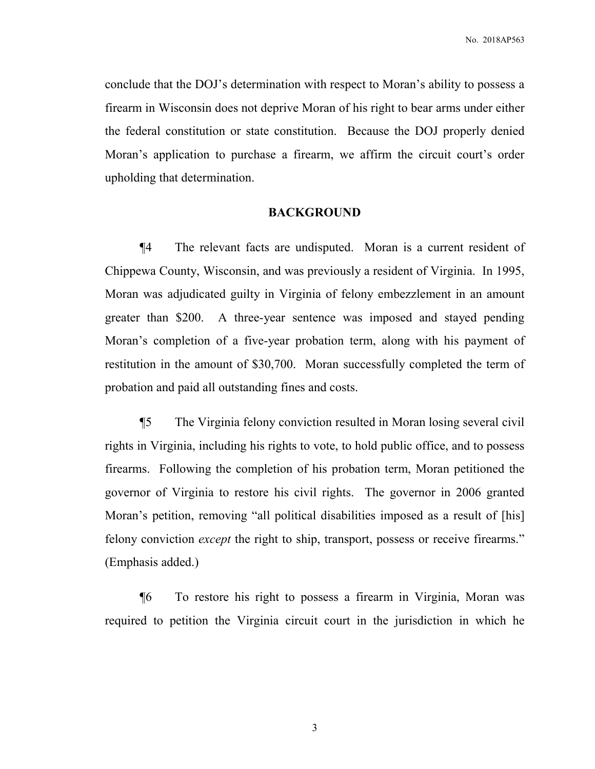conclude that the DOJ's determination with respect to Moran's ability to possess a firearm in Wisconsin does not deprive Moran of his right to bear arms under either the federal constitution or state constitution. Because the DOJ properly denied Moran's application to purchase a firearm, we affirm the circuit court's order upholding that determination.

## BACKGROUND

¶4 The relevant facts are undisputed. Moran is a current resident of Chippewa County, Wisconsin, and was previously a resident of Virginia. In 1995, Moran was adjudicated guilty in Virginia of felony embezzlement in an amount greater than $200. A three-year sentence was imposed and stayed pending Moran's completion of a five-year probation term, along with his payment of restitution in the amount of $30,700. Moran successfully completed the term of probation and paid all outstanding fines and costs.

¶5 The Virginia felony conviction resulted in Moran losing several civil rights in Virginia, including his rights to vote, to hold public office, and to possess firearms. Following the completion of his probation term, Moran petitioned the governor of Virginia to restore his civil rights. The governor in 2006 granted Moran's petition, removing "all political disabilities imposed as a result of [his] felony conviction *except* the right to ship, transport, possess or receive firearms." (Emphasis added.)

¶6 To restore his right to possess a firearm in Virginia, Moran was required to petition the Virginia circuit court in the jurisdiction in which he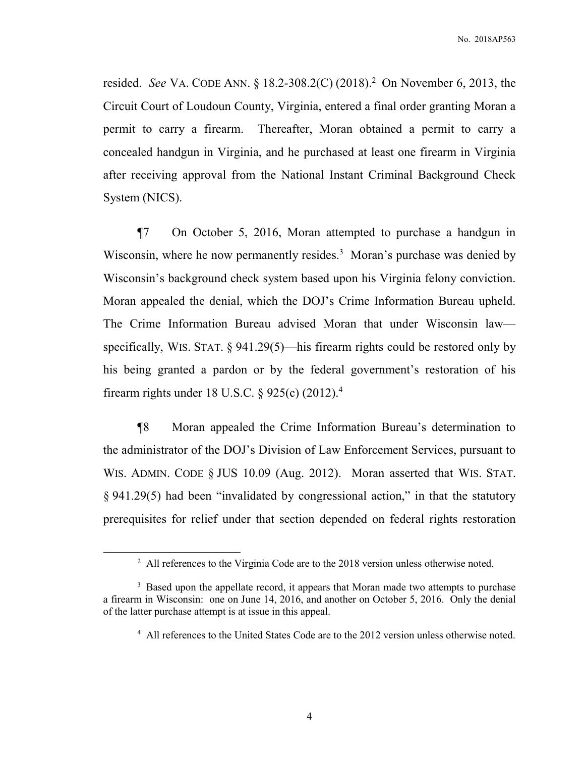resided. *See* VA. CODE ANN. § 18.2-308.2(C) (2018).[2] On November 6, 2013, the Circuit Court of Loudoun County, Virginia, entered a final order granting Moran a permit to carry a firearm. Thereafter, Moran obtained a permit to carry a concealed handgun in Virginia, and he purchased at least one firearm in Virginia after receiving approval from the National Instant Criminal Background Check System (NICS).

¶7 On October 5, 2016, Moran attempted to purchase a handgun in Wisconsin, where he now permanently resides.[3] Moran's purchase was denied by Wisconsin's background check system based upon his Virginia felony conviction. Moran appealed the denial, which the DOJ's Crime Information Bureau upheld. The Crime Information Bureau advised Moran that under Wisconsin law—specifically, WIS. STAT. § 941.29(5)—his firearm rights could be restored only by his being granted a pardon or by the federal government's restoration of his firearm rights under 18 U.S.C. § 925(c) (2012).[4]

¶8 Moran appealed the Crime Information Bureau's determination to the administrator of the DOJ's Division of Law Enforcement Services, pursuant to WIS. ADMIN. CODE § JUS 10.09 (Aug. 2012). Moran asserted that WIS. STAT. § 941.29(5) had been "invalidated by congressional action," in that the statutory prerequisites for relief under that section depended on federal rights restoration

[2] All references to the Virginia Code are to the 2018 version unless otherwise noted.

[3] Based upon the appellate record, it appears that Moran made two attempts to purchase a firearm in Wisconsin: one on June 14, 2016, and another on October 5, 2016. Only the denial of the latter purchase attempt is at issue in this appeal.

[4] All references to the United States Code are to the 2012 version unless otherwise noted.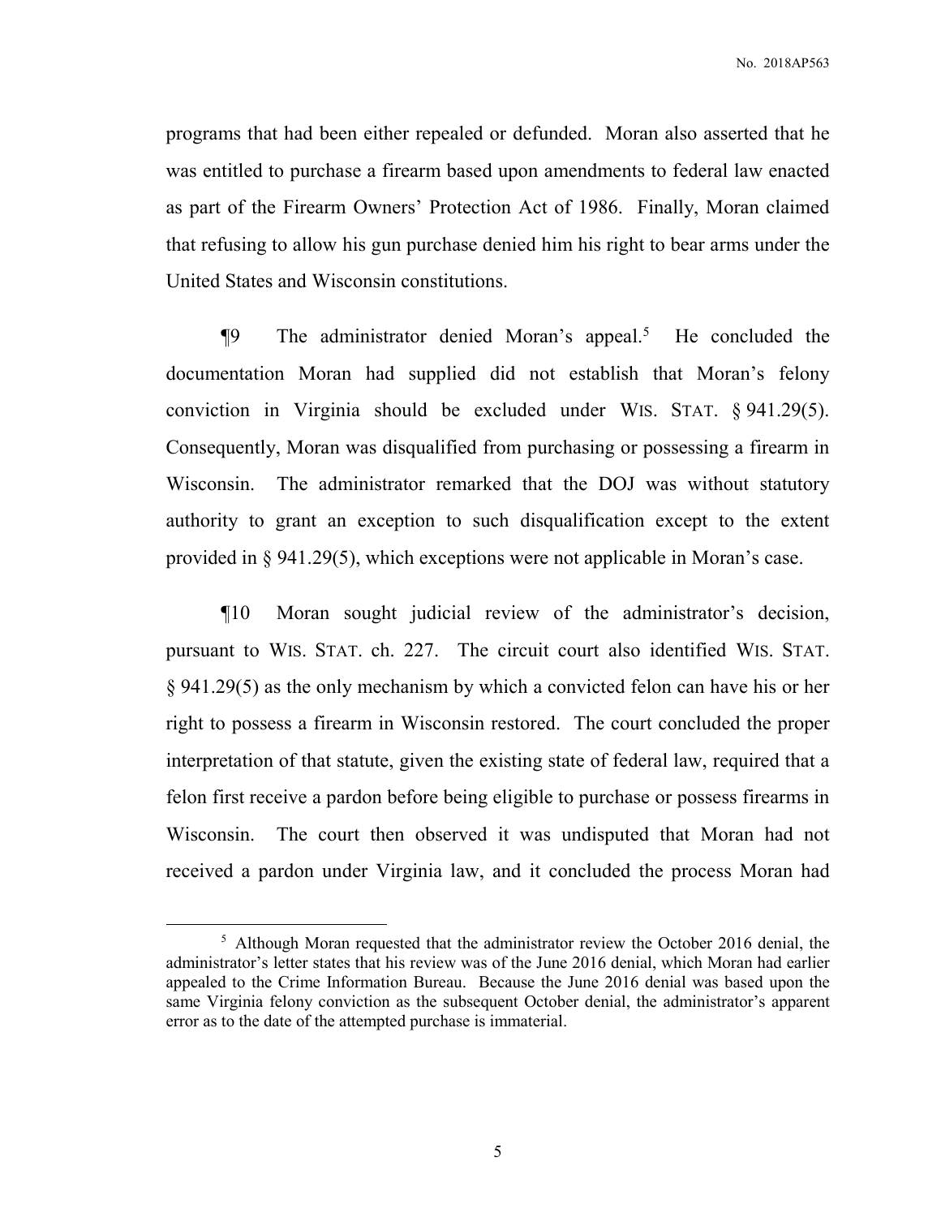programs that had been either repealed or defunded. Moran also asserted that he was entitled to purchase a firearm based upon amendments to federal law enacted as part of the Firearm Owners' Protection Act of 1986. Finally, Moran claimed that refusing to allow his gun purchase denied him his right to bear arms under the United States and Wisconsin constitutions.

¶9 The administrator denied Moran's appeal.[5] He concluded the documentation Moran had supplied did not establish that Moran's felony conviction in Virginia should be excluded under WIS. STAT. § 941.29(5). Consequently, Moran was disqualified from purchasing or possessing a firearm in Wisconsin. The administrator remarked that the DOJ was without statutory authority to grant an exception to such disqualification except to the extent provided in § 941.29(5), which exceptions were not applicable in Moran's case.

¶10 Moran sought judicial review of the administrator's decision, pursuant to WIS. STAT. ch. 227. The circuit court also identified WIS. STAT. § 941.29(5) as the only mechanism by which a convicted felon can have his or her right to possess a firearm in Wisconsin restored. The court concluded the proper interpretation of that statute, given the existing state of federal law, required that a felon first receive a pardon before being eligible to purchase or possess firearms in Wisconsin. The court then observed it was undisputed that Moran had not received a pardon under Virginia law, and it concluded the process Moran had

---

[5] Although Moran requested that the administrator review the October 2016 denial, the administrator's letter states that his review was of the June 2016 denial, which Moran had earlier appealed to the Crime Information Bureau. Because the June 2016 denial was based upon the same Virginia felony conviction as the subsequent October denial, the administrator's apparent error as to the date of the attempted purchase is immaterial.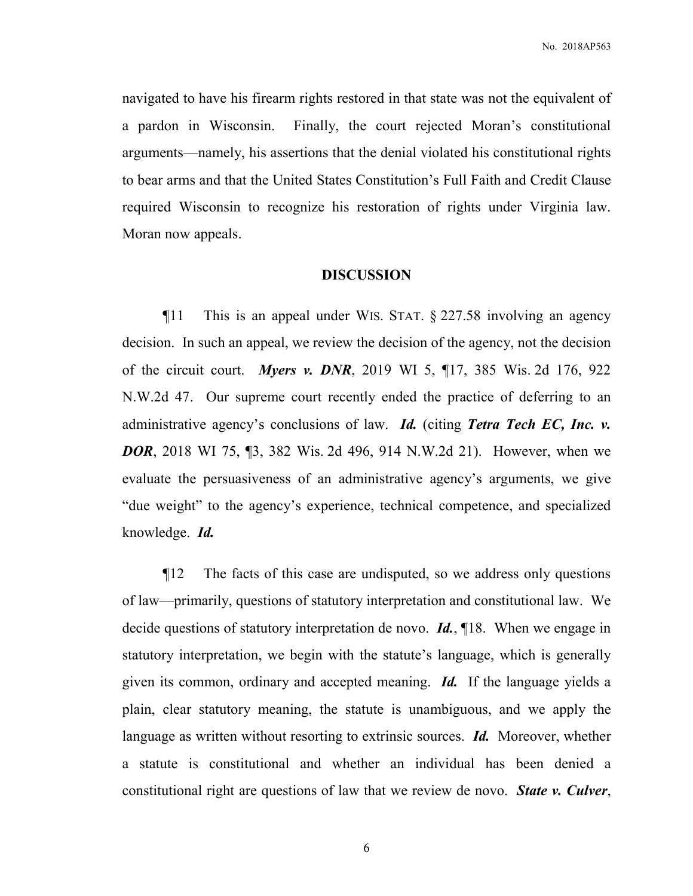navigated to have his firearm rights restored in that state was not the equivalent of a pardon in Wisconsin. Finally, the court rejected Moran's constitutional arguments—namely, his assertions that the denial violated his constitutional rights to bear arms and that the United States Constitution's Full Faith and Credit Clause required Wisconsin to recognize his restoration of rights under Virginia law. Moran now appeals.

## DISCUSSION

¶11 This is an appeal under WIS. STAT. § 227.58 involving an agency decision. In such an appeal, we review the decision of the agency, not the decision of the circuit court. ***Myers v. DNR***, 2019 WI 5, ¶17, 385 Wis. 2d 176, 922 N.W.2d 47. Our supreme court recently ended the practice of deferring to an administrative agency's conclusions of law. ***Id.*** (citing ***Tetra Tech EC, Inc. v. DOR***, 2018 WI 75, ¶3, 382 Wis. 2d 496, 914 N.W.2d 21). However, when we evaluate the persuasiveness of an administrative agency's arguments, we give "due weight" to the agency's experience, technical competence, and specialized knowledge. ***Id.***

¶12 The facts of this case are undisputed, so we address only questions of law—primarily, questions of statutory interpretation and constitutional law. We decide questions of statutory interpretation de novo. ***Id.***, ¶18. When we engage in statutory interpretation, we begin with the statute's language, which is generally given its common, ordinary and accepted meaning. ***Id.*** If the language yields a plain, clear statutory meaning, the statute is unambiguous, and we apply the language as written without resorting to extrinsic sources. ***Id.*** Moreover, whether a statute is constitutional and whether an individual has been denied a constitutional right are questions of law that we review de novo. ***State v. Culver***,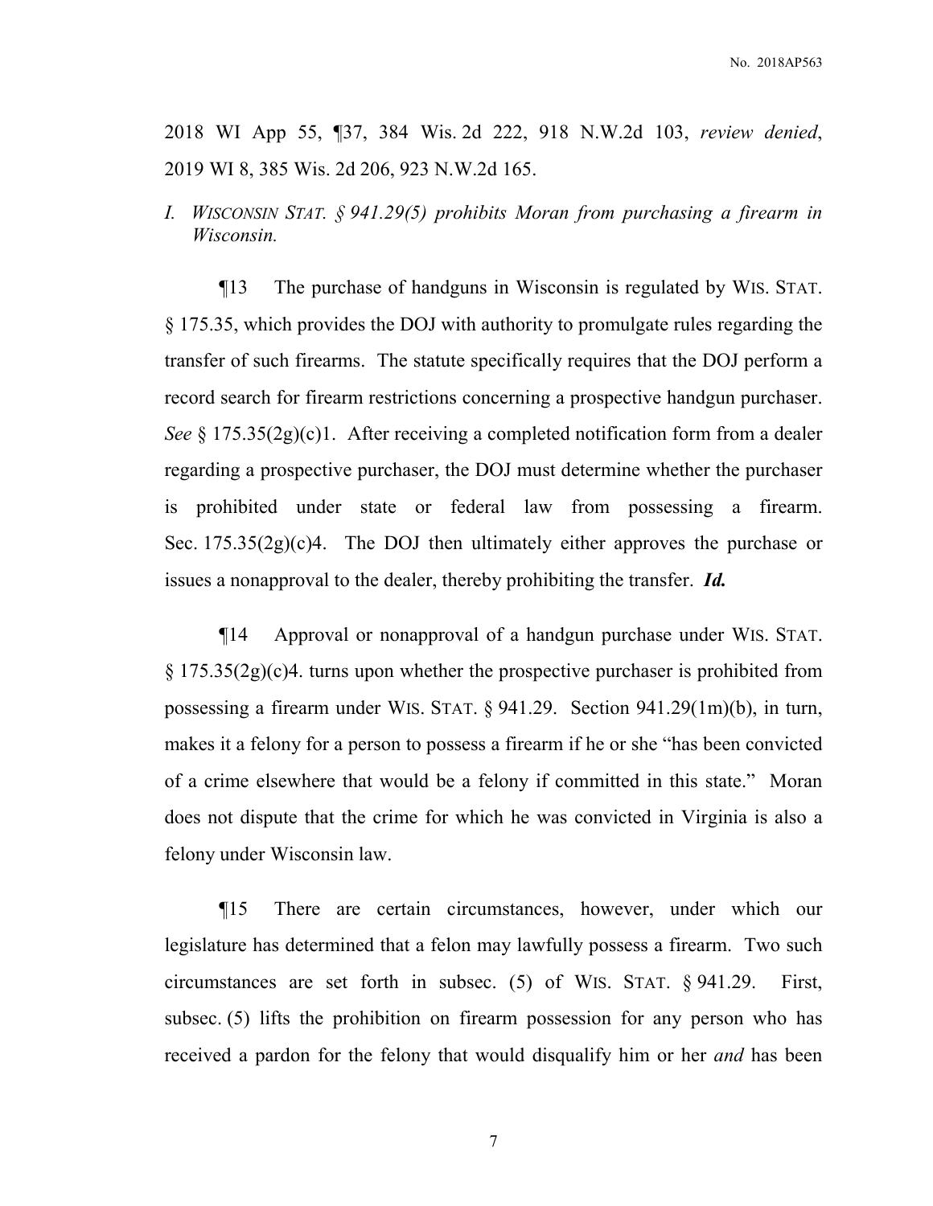2018 WI App 55, ¶37, 384 Wis. 2d 222, 918 N.W.2d 103, *review denied*, 2019 WI 8, 385 Wis. 2d 206, 923 N.W.2d 165.

## *I. WISCONSIN STAT. § 941.29(5) prohibits Moran from purchasing a firearm in Wisconsin.*

¶13 The purchase of handguns in Wisconsin is regulated by WIS. STAT. § 175.35, which provides the DOJ with authority to promulgate rules regarding the transfer of such firearms. The statute specifically requires that the DOJ perform a record search for firearm restrictions concerning a prospective handgun purchaser. *See* § 175.35(2g)(c)1. After receiving a completed notification form from a dealer regarding a prospective purchaser, the DOJ must determine whether the purchaser is prohibited under state or federal law from possessing a firearm. Sec. 175.35(2g)(c)4. The DOJ then ultimately either approves the purchase or issues a nonapproval to the dealer, thereby prohibiting the transfer. ***Id.***

¶14 Approval or nonapproval of a handgun purchase under WIS. STAT. § 175.35(2g)(c)4. turns upon whether the prospective purchaser is prohibited from possessing a firearm under WIS. STAT. § 941.29. Section 941.29(1m)(b), in turn, makes it a felony for a person to possess a firearm if he or she "has been convicted of a crime elsewhere that would be a felony if committed in this state." Moran does not dispute that the crime for which he was convicted in Virginia is also a felony under Wisconsin law.

¶15 There are certain circumstances, however, under which our legislature has determined that a felon may lawfully possess a firearm. Two such circumstances are set forth in subsec. (5) of WIS. STAT. § 941.29. First, subsec. (5) lifts the prohibition on firearm possession for any person who has received a pardon for the felony that would disqualify him or her *and* has been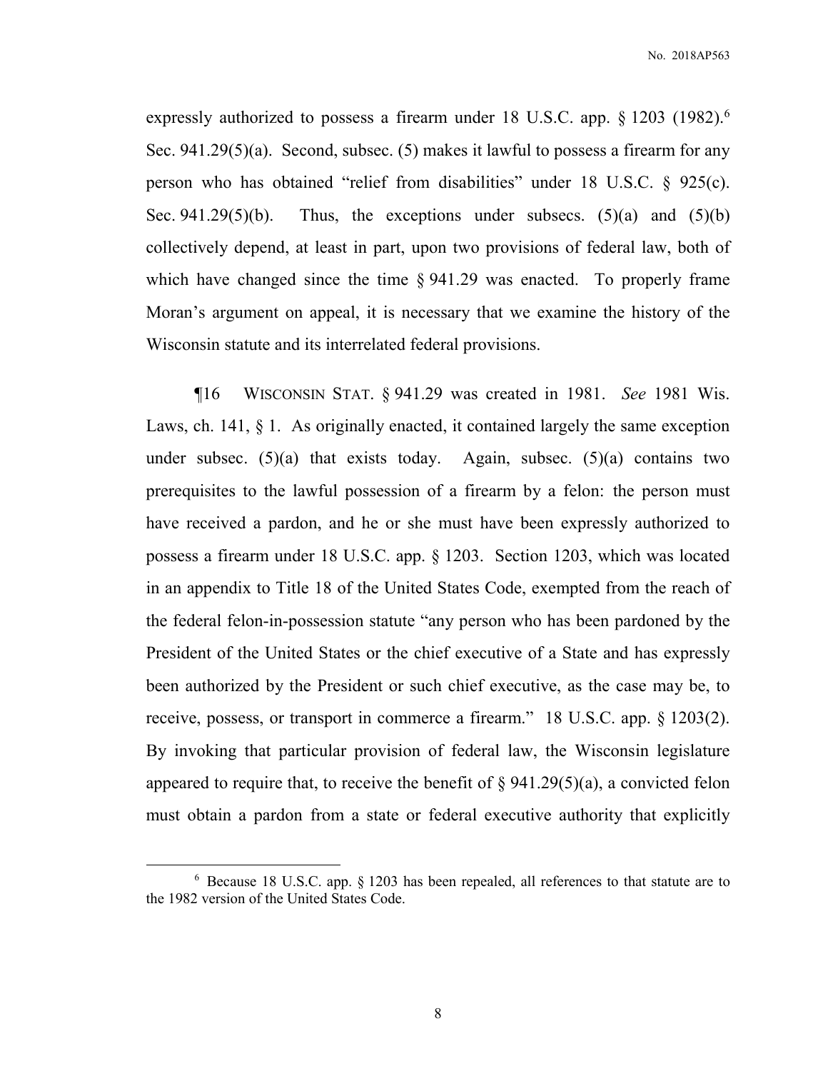expressly authorized to possess a firearm under 18 U.S.C. app. § 1203 (1982).[6] Sec. 941.29(5)(a). Second, subsec. (5) makes it lawful to possess a firearm for any person who has obtained "relief from disabilities" under 18 U.S.C. § 925(c). Sec. 941.29(5)(b). Thus, the exceptions under subsecs. (5)(a) and (5)(b) collectively depend, at least in part, upon two provisions of federal law, both of which have changed since the time § 941.29 was enacted. To properly frame Moran's argument on appeal, it is necessary that we examine the history of the Wisconsin statute and its interrelated federal provisions.

¶16 WISCONSIN STAT. § 941.29 was created in 1981. *See* 1981 Wis. Laws, ch. 141, § 1. As originally enacted, it contained largely the same exception under subsec. (5)(a) that exists today. Again, subsec. (5)(a) contains two prerequisites to the lawful possession of a firearm by a felon: the person must have received a pardon, and he or she must have been expressly authorized to possess a firearm under 18 U.S.C. app. § 1203. Section 1203, which was located in an appendix to Title 18 of the United States Code, exempted from the reach of the federal felon-in-possession statute "any person who has been pardoned by the President of the United States or the chief executive of a State and has expressly been authorized by the President or such chief executive, as the case may be, to receive, possess, or transport in commerce a firearm." 18 U.S.C. app. § 1203(2). By invoking that particular provision of federal law, the Wisconsin legislature appeared to require that, to receive the benefit of § 941.29(5)(a), a convicted felon must obtain a pardon from a state or federal executive authority that explicitly

---

[6] Because 18 U.S.C. app. § 1203 has been repealed, all references to that statute are to the 1982 version of the United States Code.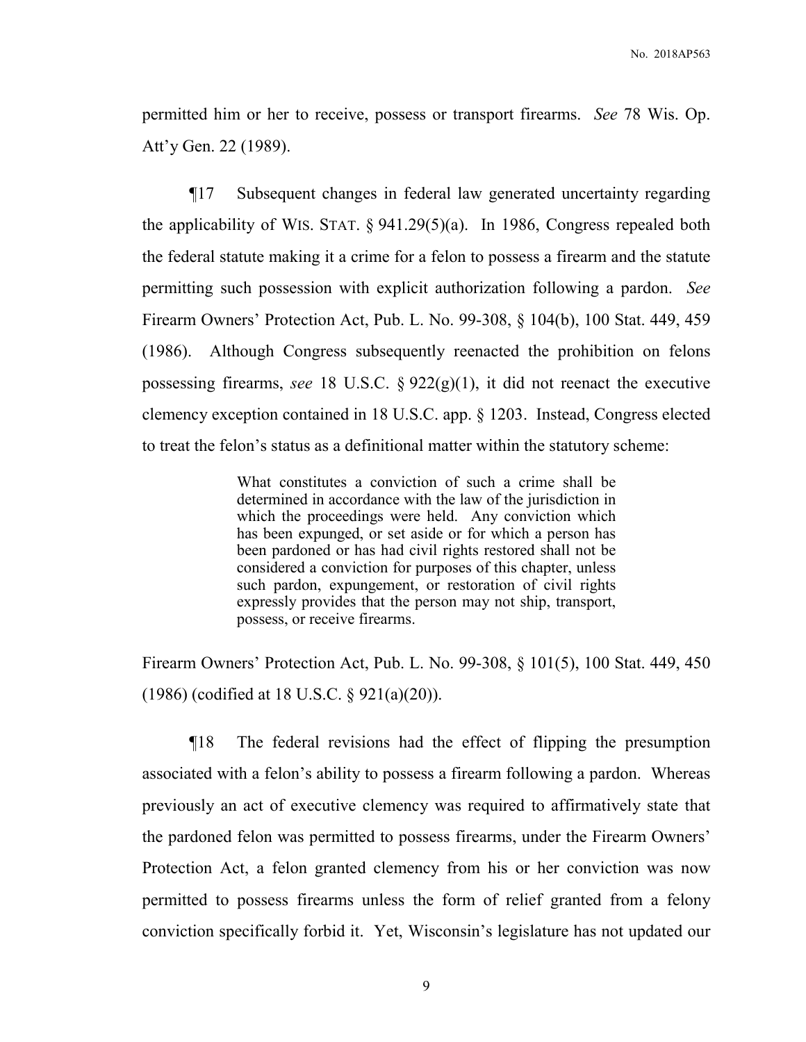permitted him or her to receive, possess or transport firearms. *See* 78 Wis. Op. Att'y Gen. 22 (1989).

¶17 Subsequent changes in federal law generated uncertainty regarding the applicability of WIS. STAT. § 941.29(5)(a). In 1986, Congress repealed both the federal statute making it a crime for a felon to possess a firearm and the statute permitting such possession with explicit authorization following a pardon. *See* Firearm Owners' Protection Act, Pub. L. No. 99-308, § 104(b), 100 Stat. 449, 459 (1986). Although Congress subsequently reenacted the prohibition on felons possessing firearms, *see* 18 U.S.C. § 922(g)(1), it did not reenact the executive clemency exception contained in 18 U.S.C. app. § 1203. Instead, Congress elected to treat the felon's status as a definitional matter within the statutory scheme:

> What constitutes a conviction of such a crime shall be determined in accordance with the law of the jurisdiction in which the proceedings were held. Any conviction which has been expunged, or set aside or for which a person has been pardoned or has had civil rights restored shall not be considered a conviction for purposes of this chapter, unless such pardon, expungement, or restoration of civil rights expressly provides that the person may not ship, transport, possess, or receive firearms.

Firearm Owners' Protection Act, Pub. L. No. 99-308, § 101(5), 100 Stat. 449, 450 (1986) (codified at 18 U.S.C. § 921(a)(20)).

¶18 The federal revisions had the effect of flipping the presumption associated with a felon's ability to possess a firearm following a pardon. Whereas previously an act of executive clemency was required to affirmatively state that the pardoned felon was permitted to possess firearms, under the Firearm Owners' Protection Act, a felon granted clemency from his or her conviction was now permitted to possess firearms unless the form of relief granted from a felony conviction specifically forbid it. Yet, Wisconsin's legislature has not updated our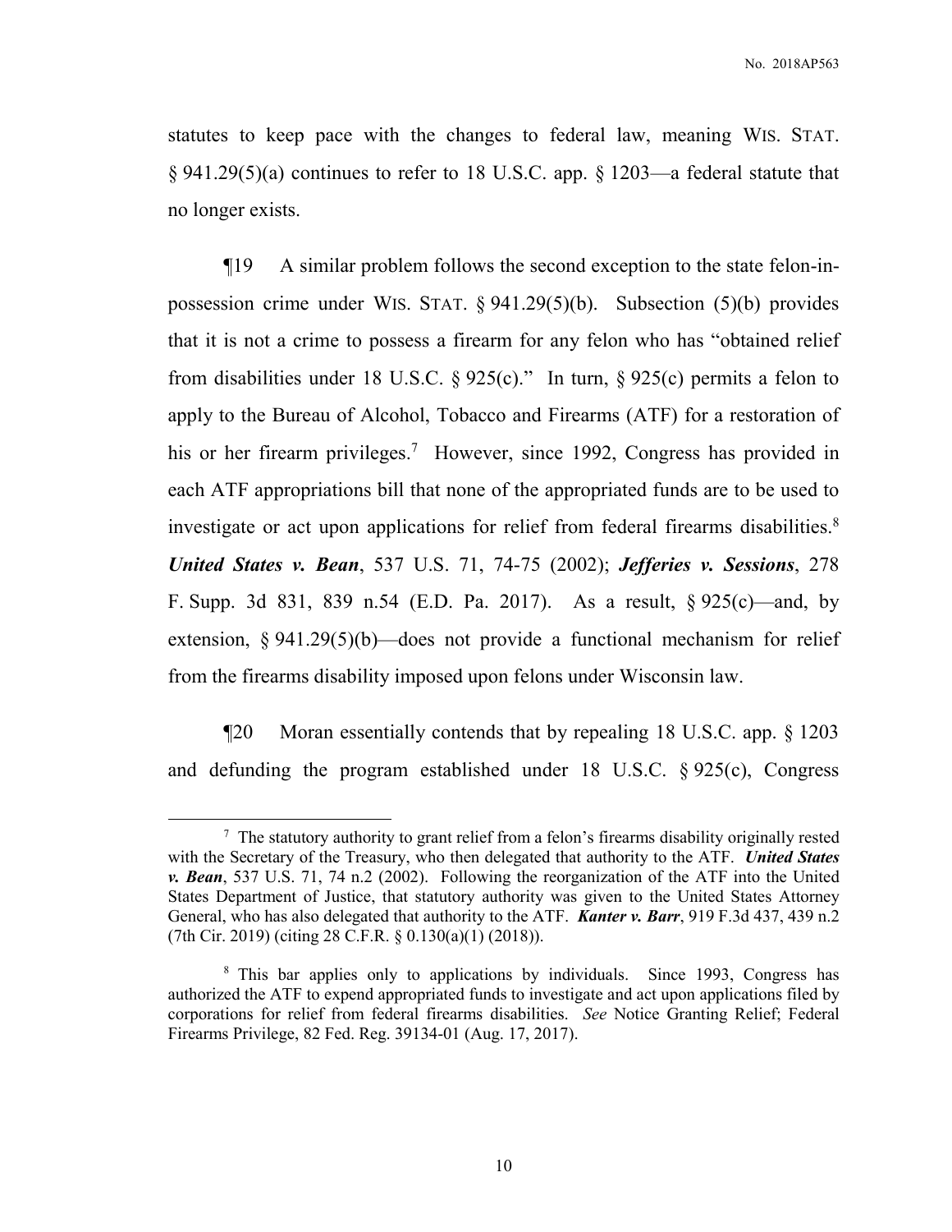statutes to keep pace with the changes to federal law, meaning WIS. STAT. § 941.29(5)(a) continues to refer to 18 U.S.C. app. § 1203—a federal statute that no longer exists.

¶19 A similar problem follows the second exception to the state felon-in-possession crime under WIS. STAT. § 941.29(5)(b). Subsection (5)(b) provides that it is not a crime to possess a firearm for any felon who has "obtained relief from disabilities under 18 U.S.C. § 925(c)." In turn, § 925(c) permits a felon to apply to the Bureau of Alcohol, Tobacco and Firearms (ATF) for a restoration of his or her firearm privileges.[7] However, since 1992, Congress has provided in each ATF appropriations bill that none of the appropriated funds are to be used to investigate or act upon applications for relief from federal firearms disabilities.[8] ***United States v. Bean***, 537 U.S. 71, 74-75 (2002); ***Jefferies v. Sessions***, 278 F. Supp. 3d 831, 839 n.54 (E.D. Pa. 2017). As a result, § 925(c)—and, by extension, § 941.29(5)(b)—does not provide a functional mechanism for relief from the firearms disability imposed upon felons under Wisconsin law.

¶20 Moran essentially contends that by repealing 18 U.S.C. app. § 1203 and defunding the program established under 18 U.S.C. § 925(c), Congress

---

[7] The statutory authority to grant relief from a felon's firearms disability originally rested with the Secretary of the Treasury, who then delegated that authority to the ATF. ***United States v. Bean***, 537 U.S. 71, 74 n.2 (2002). Following the reorganization of the ATF into the United States Department of Justice, that statutory authority was given to the United States Attorney General, who has also delegated that authority to the ATF. ***Kanter v. Barr***, 919 F.3d 437, 439 n.2 (7th Cir. 2019) (citing 28 C.F.R. § 0.130(a)(1) (2018)).

[8] This bar applies only to applications by individuals. Since 1993, Congress has authorized the ATF to expend appropriated funds to investigate and act upon applications filed by corporations for relief from federal firearms disabilities. *See* Notice Granting Relief; Federal Firearms Privilege, 82 Fed. Reg. 39134-01 (Aug. 17, 2017).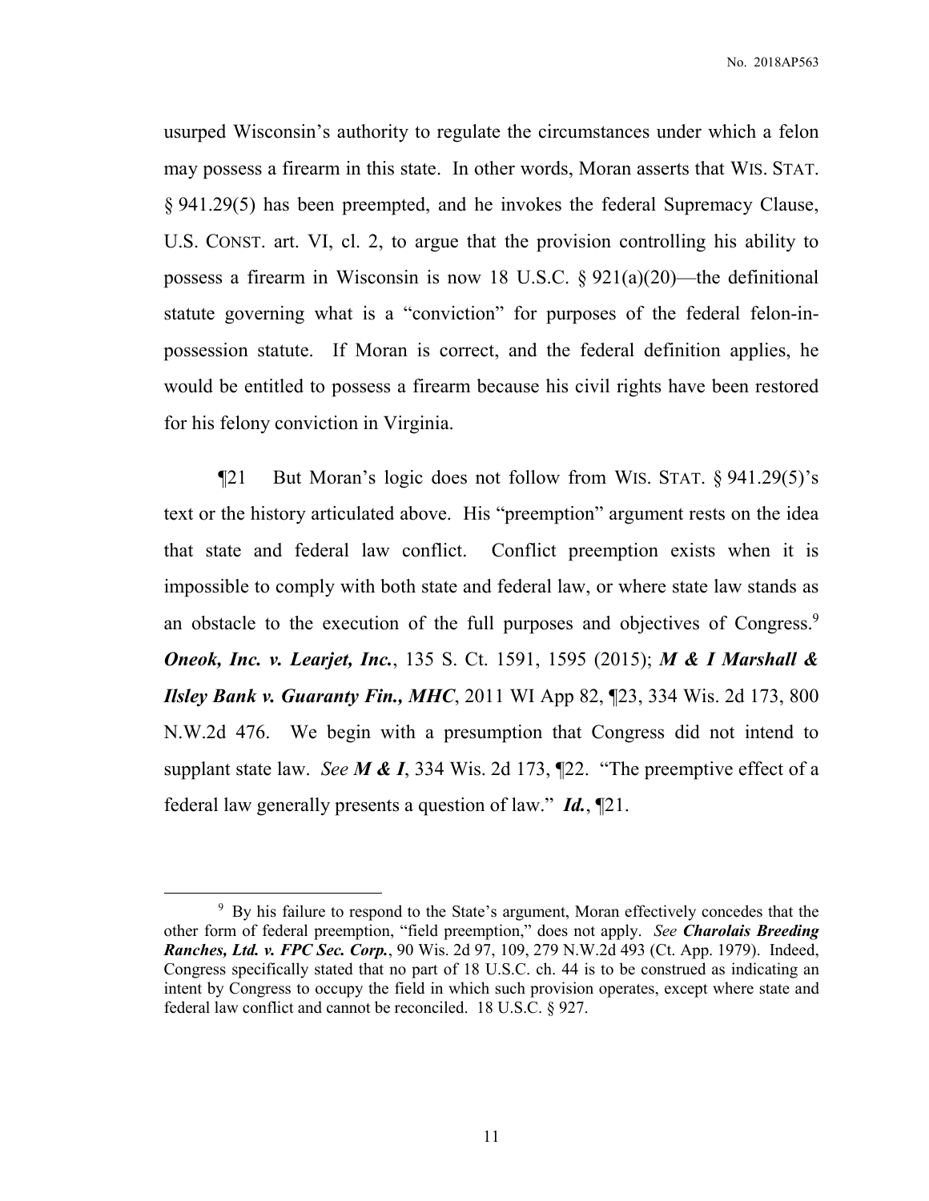usurped Wisconsin's authority to regulate the circumstances under which a felon may possess a firearm in this state. In other words, Moran asserts that WIS. STAT. § 941.29(5) has been preempted, and he invokes the federal Supremacy Clause, U.S. CONST. art. VI, cl. 2, to argue that the provision controlling his ability to possess a firearm in Wisconsin is now 18 U.S.C. § 921(a)(20)—the definitional statute governing what is a "conviction" for purposes of the federal felon-in-possession statute. If Moran is correct, and the federal definition applies, he would be entitled to possess a firearm because his civil rights have been restored for his felony conviction in Virginia.

¶21 But Moran's logic does not follow from WIS. STAT. § 941.29(5)'s text or the history articulated above. His "preemption" argument rests on the idea that state and federal law conflict. Conflict preemption exists when it is impossible to comply with both state and federal law, or where state law stands as an obstacle to the execution of the full purposes and objectives of Congress.[9] ***Oneok, Inc. v. Learjet, Inc.***, 135 S. Ct. 1591, 1595 (2015); ***M & I Marshall & Ilsley Bank v. Guaranty Fin., MHC***, 2011 WI App 82, ¶23, 334 Wis. 2d 173, 800 N.W.2d 476. We begin with a presumption that Congress did not intend to supplant state law. *See* ***M & I***, 334 Wis. 2d 173, ¶22. "The preemptive effect of a federal law generally presents a question of law." ***Id.***, ¶21.

---

[9] By his failure to respond to the State's argument, Moran effectively concedes that the other form of federal preemption, "field preemption," does not apply. *See* ***Charolais Breeding Ranches, Ltd. v. FPC Sec. Corp.***, 90 Wis. 2d 97, 109, 279 N.W.2d 493 (Ct. App. 1979). Indeed, Congress specifically stated that no part of 18 U.S.C. ch. 44 is to be construed as indicating an intent by Congress to occupy the field in which such provision operates, except where state and federal law conflict and cannot be reconciled. 18 U.S.C. § 927.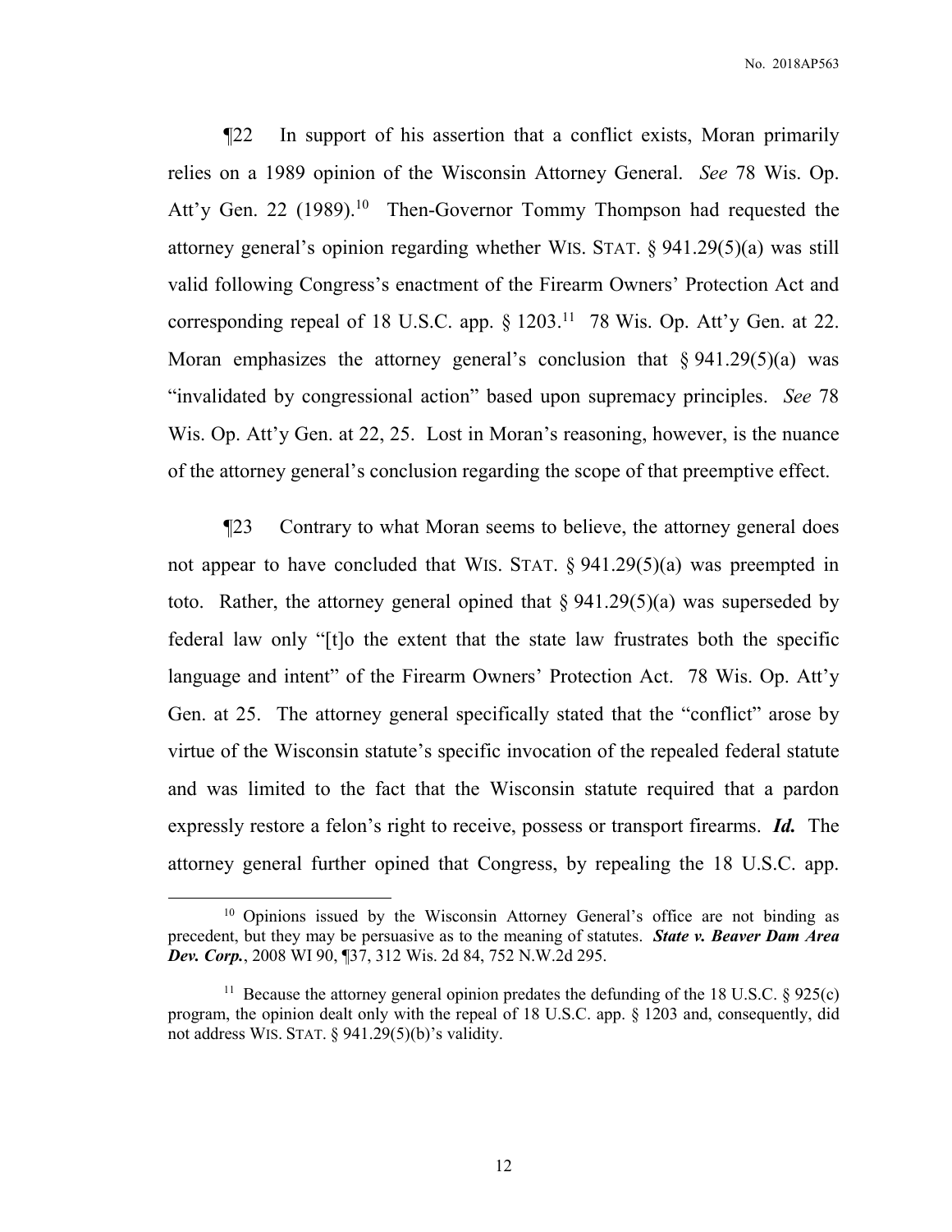¶22 In support of his assertion that a conflict exists, Moran primarily relies on a 1989 opinion of the Wisconsin Attorney General. *See* 78 Wis. Op. Att'y Gen. 22 (1989).[10] Then-Governor Tommy Thompson had requested the attorney general's opinion regarding whether WIS. STAT. § 941.29(5)(a) was still valid following Congress's enactment of the Firearm Owners' Protection Act and corresponding repeal of 18 U.S.C. app. § 1203.[11] 78 Wis. Op. Att'y Gen. at 22. Moran emphasizes the attorney general's conclusion that § 941.29(5)(a) was "invalidated by congressional action" based upon supremacy principles. *See* 78 Wis. Op. Att'y Gen. at 22, 25. Lost in Moran's reasoning, however, is the nuance of the attorney general's conclusion regarding the scope of that preemptive effect.

¶23 Contrary to what Moran seems to believe, the attorney general does not appear to have concluded that WIS. STAT. § 941.29(5)(a) was preempted in toto. Rather, the attorney general opined that § 941.29(5)(a) was superseded by federal law only "[t]o the extent that the state law frustrates both the specific language and intent" of the Firearm Owners' Protection Act. 78 Wis. Op. Att'y Gen. at 25. The attorney general specifically stated that the "conflict" arose by virtue of the Wisconsin statute's specific invocation of the repealed federal statute and was limited to the fact that the Wisconsin statute required that a pardon expressly restore a felon's right to receive, possess or transport firearms. ***Id.*** The attorney general further opined that Congress, by repealing the 18 U.S.C. app.

[10] Opinions issued by the Wisconsin Attorney General's office are not binding as precedent, but they may be persuasive as to the meaning of statutes. ***State v. Beaver Dam Area Dev. Corp.***, 2008 WI 90, ¶37, 312 Wis. 2d 84, 752 N.W.2d 295.

[11] Because the attorney general opinion predates the defunding of the 18 U.S.C. § 925(c) program, the opinion dealt only with the repeal of 18 U.S.C. app. § 1203 and, consequently, did not address WIS. STAT. § 941.29(5)(b)'s validity.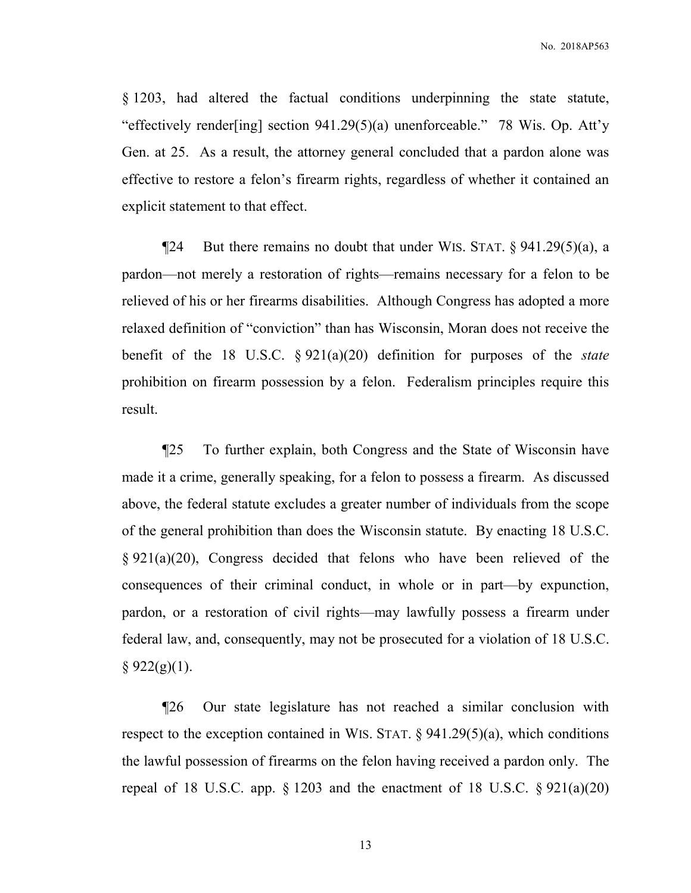§ 1203, had altered the factual conditions underpinning the state statute, "effectively render[ing] section 941.29(5)(a) unenforceable." 78 Wis. Op. Att'y Gen. at 25. As a result, the attorney general concluded that a pardon alone was effective to restore a felon's firearm rights, regardless of whether it contained an explicit statement to that effect.

¶24 But there remains no doubt that under WIS. STAT. § 941.29(5)(a), a pardon—not merely a restoration of rights—remains necessary for a felon to be relieved of his or her firearms disabilities. Although Congress has adopted a more relaxed definition of "conviction" than has Wisconsin, Moran does not receive the benefit of the 18 U.S.C. § 921(a)(20) definition for purposes of the *state* prohibition on firearm possession by a felon. Federalism principles require this result.

¶25 To further explain, both Congress and the State of Wisconsin have made it a crime, generally speaking, for a felon to possess a firearm. As discussed above, the federal statute excludes a greater number of individuals from the scope of the general prohibition than does the Wisconsin statute. By enacting 18 U.S.C. § 921(a)(20), Congress decided that felons who have been relieved of the consequences of their criminal conduct, in whole or in part—by expunction, pardon, or a restoration of civil rights—may lawfully possess a firearm under federal law, and, consequently, may not be prosecuted for a violation of 18 U.S.C. § 922(g)(1).

¶26 Our state legislature has not reached a similar conclusion with respect to the exception contained in WIS. STAT. § 941.29(5)(a), which conditions the lawful possession of firearms on the felon having received a pardon only. The repeal of 18 U.S.C. app. § 1203 and the enactment of 18 U.S.C. § 921(a)(20)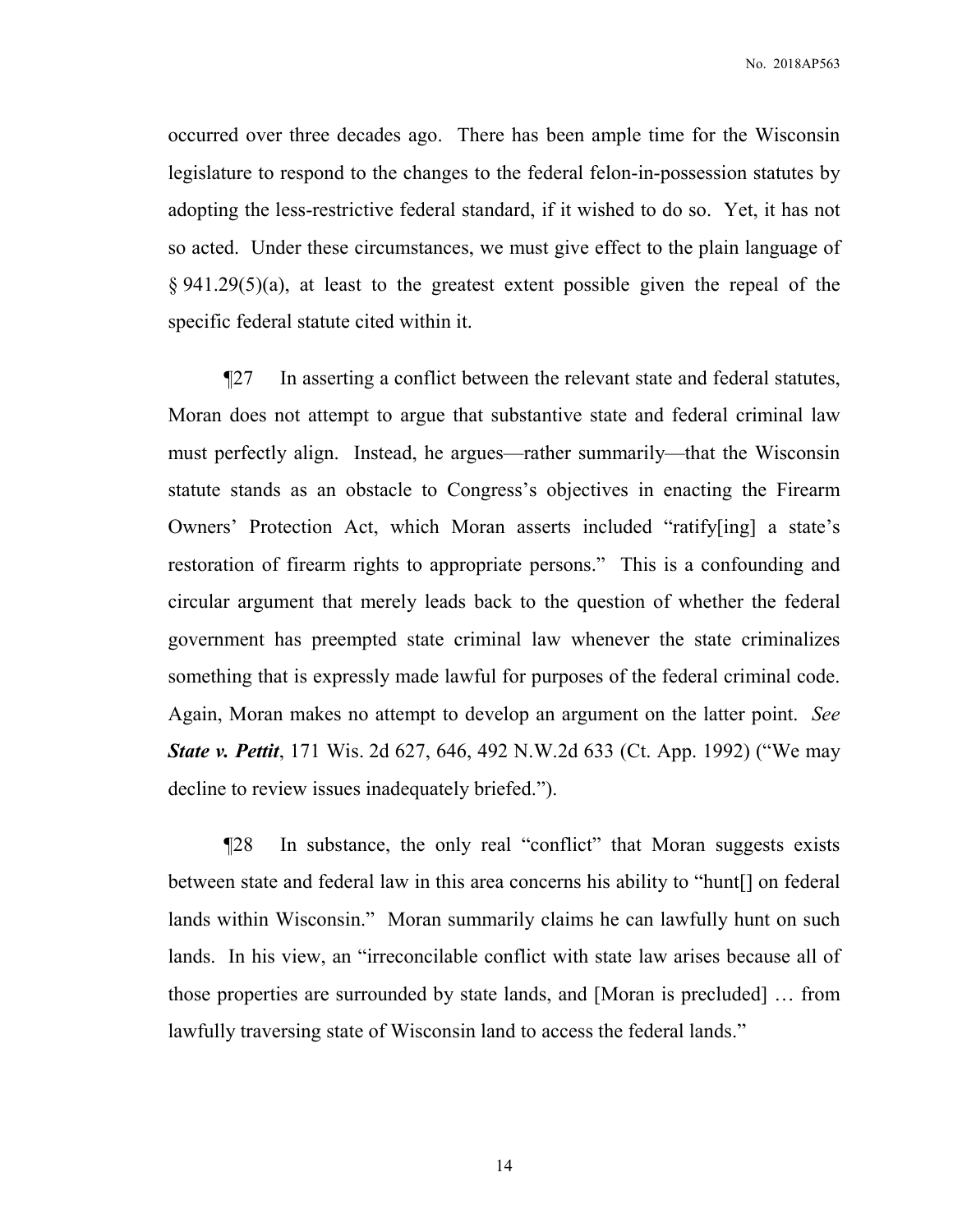occurred over three decades ago. There has been ample time for the Wisconsin legislature to respond to the changes to the federal felon-in-possession statutes by adopting the less-restrictive federal standard, if it wished to do so. Yet, it has not so acted. Under these circumstances, we must give effect to the plain language of § 941.29(5)(a), at least to the greatest extent possible given the repeal of the specific federal statute cited within it.

¶27 In asserting a conflict between the relevant state and federal statutes, Moran does not attempt to argue that substantive state and federal criminal law must perfectly align. Instead, he argues—rather summarily—that the Wisconsin statute stands as an obstacle to Congress's objectives in enacting the Firearm Owners' Protection Act, which Moran asserts included "ratify[ing] a state's restoration of firearm rights to appropriate persons." This is a confounding and circular argument that merely leads back to the question of whether the federal government has preempted state criminal law whenever the state criminalizes something that is expressly made lawful for purposes of the federal criminal code. Again, Moran makes no attempt to develop an argument on the latter point. *See* ***State v. Pettit***, 171 Wis. 2d 627, 646, 492 N.W.2d 633 (Ct. App. 1992) ("We may decline to review issues inadequately briefed.").

¶28 In substance, the only real "conflict" that Moran suggests exists between state and federal law in this area concerns his ability to "hunt[] on federal lands within Wisconsin." Moran summarily claims he can lawfully hunt on such lands. In his view, an "irreconcilable conflict with state law arises because all of those properties are surrounded by state lands, and [Moran is precluded] … from lawfully traversing state of Wisconsin land to access the federal lands."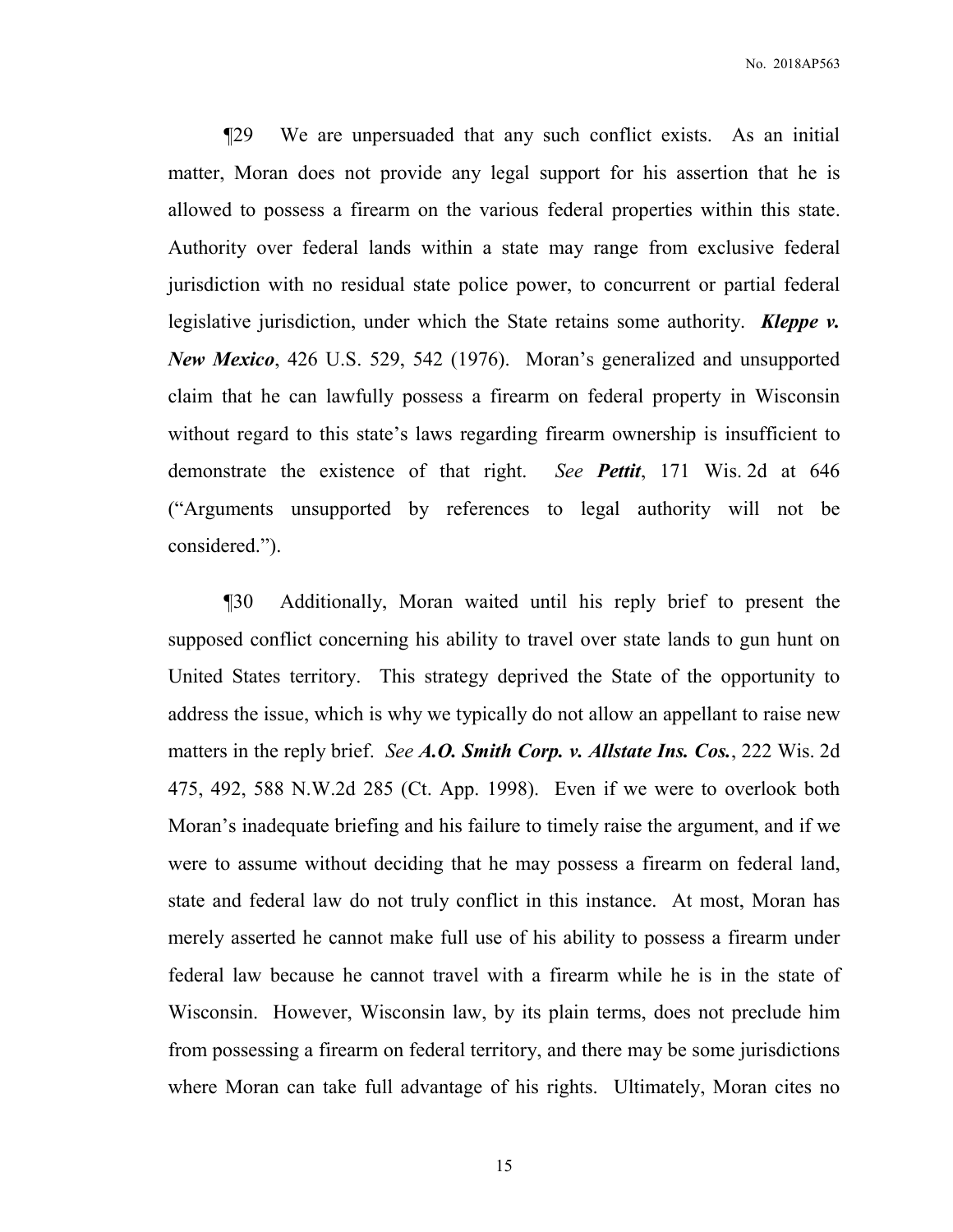¶29 We are unpersuaded that any such conflict exists. As an initial matter, Moran does not provide any legal support for his assertion that he is allowed to possess a firearm on the various federal properties within this state. Authority over federal lands within a state may range from exclusive federal jurisdiction with no residual state police power, to concurrent or partial federal legislative jurisdiction, under which the State retains some authority. ***Kleppe v. New Mexico***, 426 U.S. 529, 542 (1976). Moran's generalized and unsupported claim that he can lawfully possess a firearm on federal property in Wisconsin without regard to this state's laws regarding firearm ownership is insufficient to demonstrate the existence of that right. *See* ***Pettit***, 171 Wis. 2d at 646 ("Arguments unsupported by references to legal authority will not be considered.").

¶30 Additionally, Moran waited until his reply brief to present the supposed conflict concerning his ability to travel over state lands to gun hunt on United States territory. This strategy deprived the State of the opportunity to address the issue, which is why we typically do not allow an appellant to raise new matters in the reply brief. *See* ***A.O. Smith Corp. v. Allstate Ins. Cos.***, 222 Wis. 2d 475, 492, 588 N.W.2d 285 (Ct. App. 1998). Even if we were to overlook both Moran's inadequate briefing and his failure to timely raise the argument, and if we were to assume without deciding that he may possess a firearm on federal land, state and federal law do not truly conflict in this instance. At most, Moran has merely asserted he cannot make full use of his ability to possess a firearm under federal law because he cannot travel with a firearm while he is in the state of Wisconsin. However, Wisconsin law, by its plain terms, does not preclude him from possessing a firearm on federal territory, and there may be some jurisdictions where Moran can take full advantage of his rights. Ultimately, Moran cites no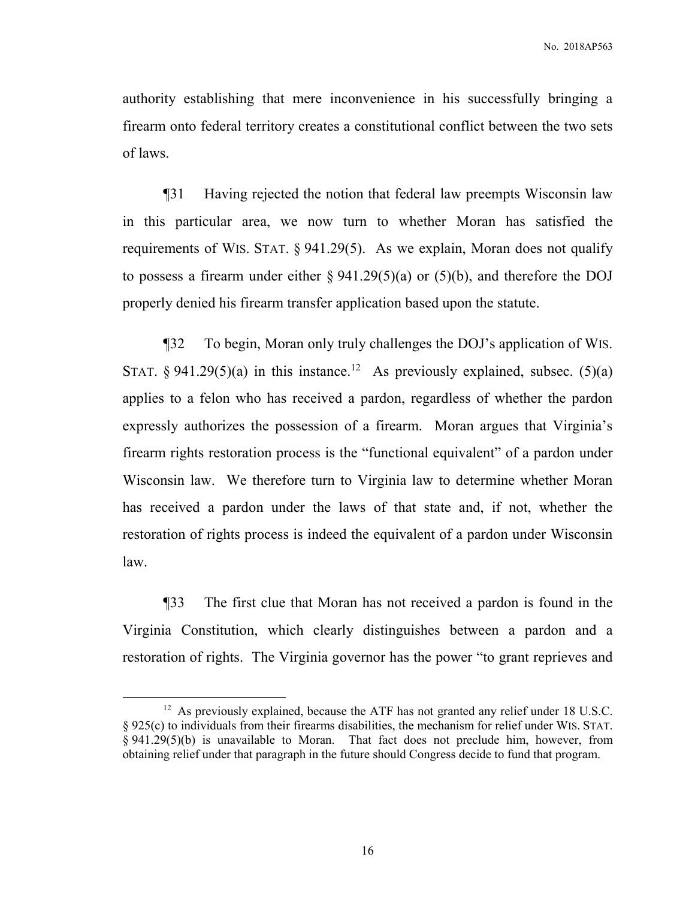authority establishing that mere inconvenience in his successfully bringing a firearm onto federal territory creates a constitutional conflict between the two sets of laws.

¶31 Having rejected the notion that federal law preempts Wisconsin law in this particular area, we now turn to whether Moran has satisfied the requirements of WIS. STAT. § 941.29(5). As we explain, Moran does not qualify to possess a firearm under either § 941.29(5)(a) or (5)(b), and therefore the DOJ properly denied his firearm transfer application based upon the statute.

¶32 To begin, Moran only truly challenges the DOJ's application of WIS. STAT. § 941.29(5)(a) in this instance.[12] As previously explained, subsec. (5)(a) applies to a felon who has received a pardon, regardless of whether the pardon expressly authorizes the possession of a firearm. Moran argues that Virginia's firearm rights restoration process is the "functional equivalent" of a pardon under Wisconsin law. We therefore turn to Virginia law to determine whether Moran has received a pardon under the laws of that state and, if not, whether the restoration of rights process is indeed the equivalent of a pardon under Wisconsin law.

¶33 The first clue that Moran has not received a pardon is found in the Virginia Constitution, which clearly distinguishes between a pardon and a restoration of rights. The Virginia governor has the power "to grant reprieves and

[12] As previously explained, because the ATF has not granted any relief under 18 U.S.C. § 925(c) to individuals from their firearms disabilities, the mechanism for relief under WIS. STAT. § 941.29(5)(b) is unavailable to Moran. That fact does not preclude him, however, from obtaining relief under that paragraph in the future should Congress decide to fund that program.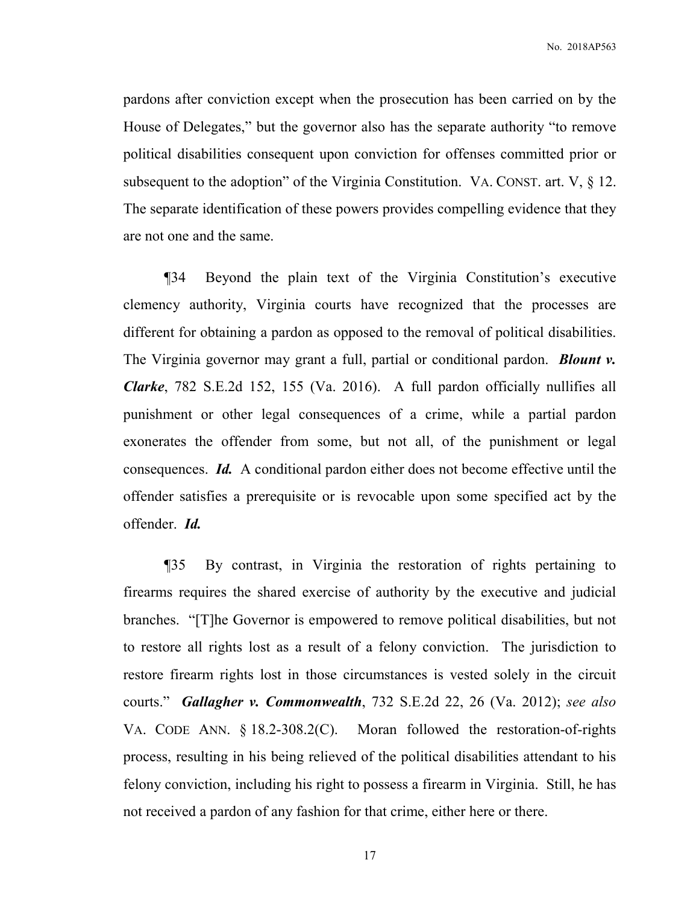pardons after conviction except when the prosecution has been carried on by the House of Delegates," but the governor also has the separate authority "to remove political disabilities consequent upon conviction for offenses committed prior or subsequent to the adoption" of the Virginia Constitution. VA. CONST. art. V, § 12. The separate identification of these powers provides compelling evidence that they are not one and the same.

¶34 Beyond the plain text of the Virginia Constitution's executive clemency authority, Virginia courts have recognized that the processes are different for obtaining a pardon as opposed to the removal of political disabilities. The Virginia governor may grant a full, partial or conditional pardon. ***Blount v. Clarke***, 782 S.E.2d 152, 155 (Va. 2016). A full pardon officially nullifies all punishment or other legal consequences of a crime, while a partial pardon exonerates the offender from some, but not all, of the punishment or legal consequences. ***Id.*** A conditional pardon either does not become effective until the offender satisfies a prerequisite or is revocable upon some specified act by the offender. ***Id.***

¶35 By contrast, in Virginia the restoration of rights pertaining to firearms requires the shared exercise of authority by the executive and judicial branches. "[T]he Governor is empowered to remove political disabilities, but not to restore all rights lost as a result of a felony conviction. The jurisdiction to restore firearm rights lost in those circumstances is vested solely in the circuit courts." ***Gallagher v. Commonwealth***, 732 S.E.2d 22, 26 (Va. 2012); *see also* VA. CODE ANN. § 18.2-308.2(C). Moran followed the restoration-of-rights process, resulting in his being relieved of the political disabilities attendant to his felony conviction, including his right to possess a firearm in Virginia. Still, he has not received a pardon of any fashion for that crime, either here or there.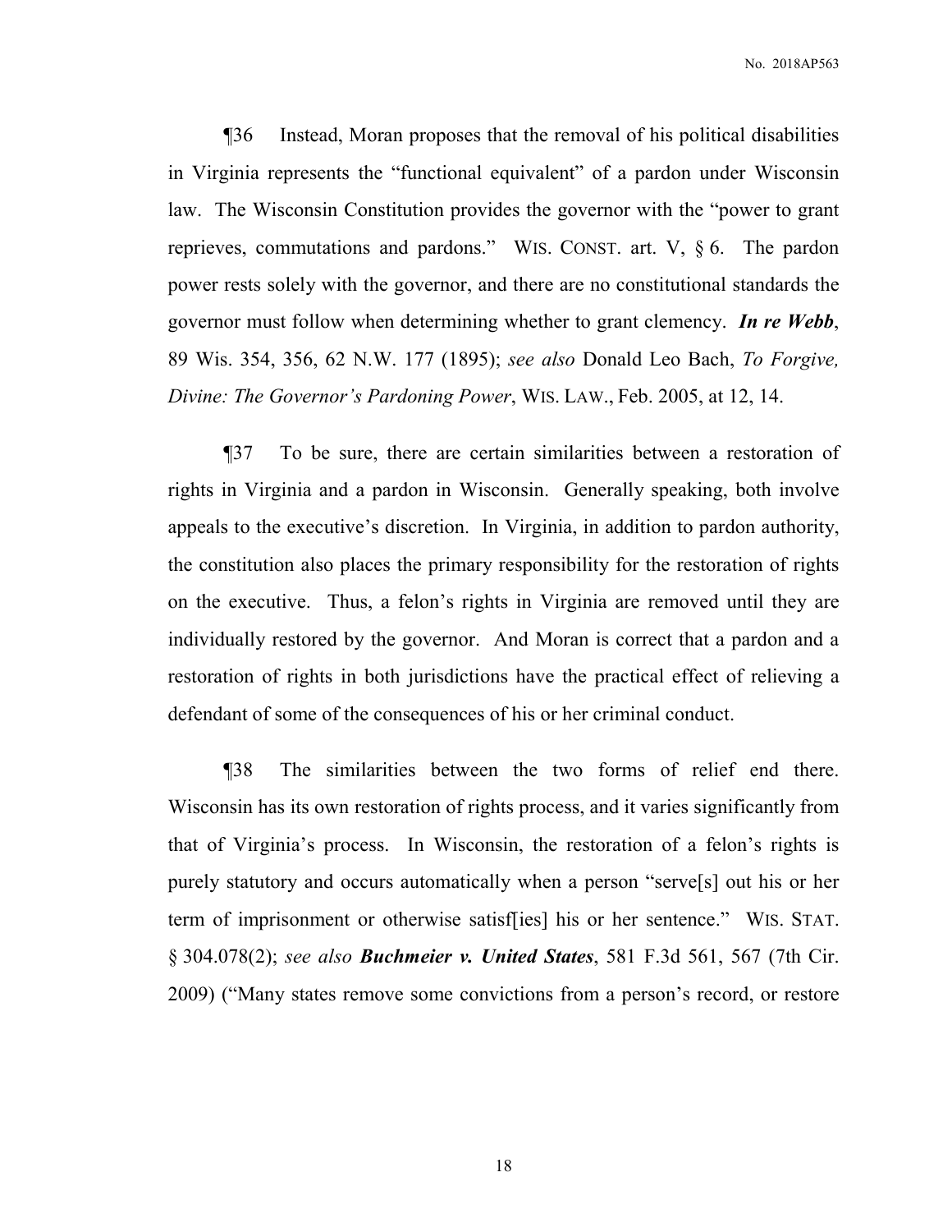¶36 Instead, Moran proposes that the removal of his political disabilities in Virginia represents the "functional equivalent" of a pardon under Wisconsin law. The Wisconsin Constitution provides the governor with the "power to grant reprieves, commutations and pardons." WIS. CONST. art. V, § 6. The pardon power rests solely with the governor, and there are no constitutional standards the governor must follow when determining whether to grant clemency. ***In re Webb***, 89 Wis. 354, 356, 62 N.W. 177 (1895); *see also* Donald Leo Bach, *To Forgive, Divine: The Governor's Pardoning Power*, WIS. LAW., Feb. 2005, at 12, 14.

¶37 To be sure, there are certain similarities between a restoration of rights in Virginia and a pardon in Wisconsin. Generally speaking, both involve appeals to the executive's discretion. In Virginia, in addition to pardon authority, the constitution also places the primary responsibility for the restoration of rights on the executive. Thus, a felon's rights in Virginia are removed until they are individually restored by the governor. And Moran is correct that a pardon and a restoration of rights in both jurisdictions have the practical effect of relieving a defendant of some of the consequences of his or her criminal conduct.

¶38 The similarities between the two forms of relief end there. Wisconsin has its own restoration of rights process, and it varies significantly from that of Virginia's process. In Wisconsin, the restoration of a felon's rights is purely statutory and occurs automatically when a person "serve[s] out his or her term of imprisonment or otherwise satisf[ies] his or her sentence." WIS. STAT. § 304.078(2); *see also* ***Buchmeier v. United States***, 581 F.3d 561, 567 (7th Cir. 2009) ("Many states remove some convictions from a person's record, or restore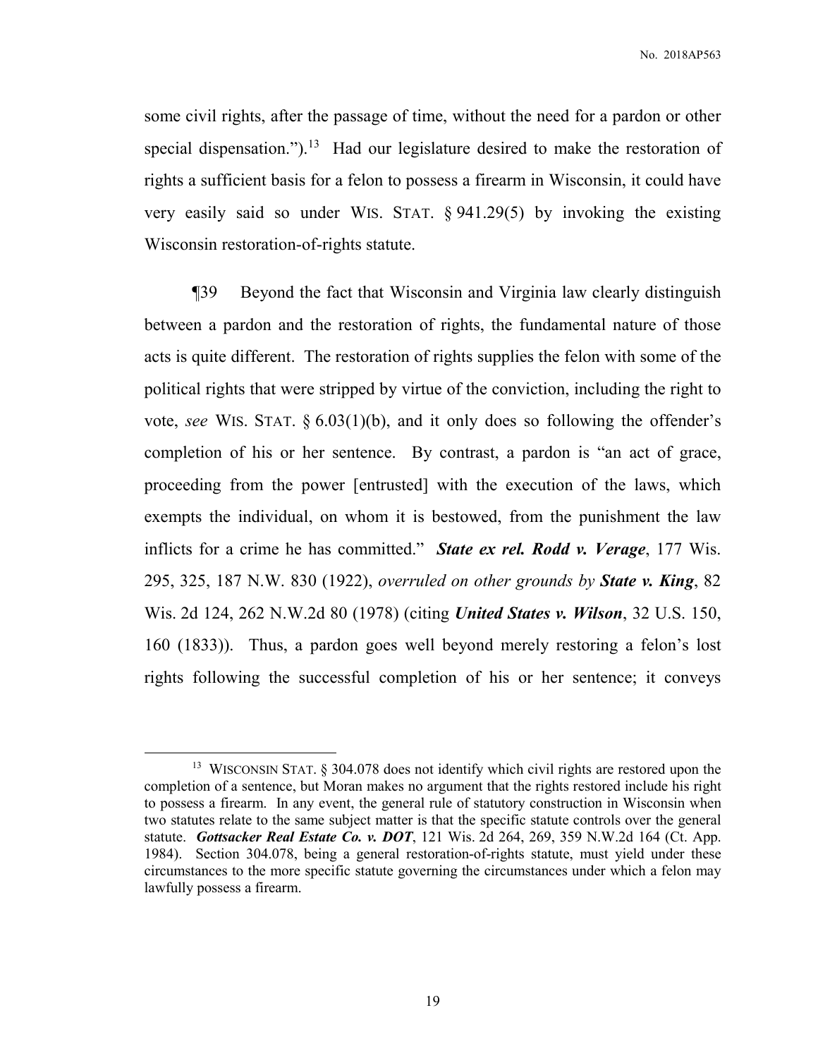some civil rights, after the passage of time, without the need for a pardon or other special dispensation.").[13] Had our legislature desired to make the restoration of rights a sufficient basis for a felon to possess a firearm in Wisconsin, it could have very easily said so under WIS. STAT. § 941.29(5) by invoking the existing Wisconsin restoration-of-rights statute.

¶39 Beyond the fact that Wisconsin and Virginia law clearly distinguish between a pardon and the restoration of rights, the fundamental nature of those acts is quite different. The restoration of rights supplies the felon with some of the political rights that were stripped by virtue of the conviction, including the right to vote, *see* WIS. STAT. § 6.03(1)(b), and it only does so following the offender's completion of his or her sentence. By contrast, a pardon is "an act of grace, proceeding from the power [entrusted] with the execution of the laws, which exempts the individual, on whom it is bestowed, from the punishment the law inflicts for a crime he has committed." ***State ex rel. Rodd v. Verage***, 177 Wis. 295, 325, 187 N.W. 830 (1922), *overruled on other grounds by* ***State v. King***, 82 Wis. 2d 124, 262 N.W.2d 80 (1978) (citing ***United States v. Wilson***, 32 U.S. 150, 160 (1833)). Thus, a pardon goes well beyond merely restoring a felon's lost rights following the successful completion of his or her sentence; it conveys

---

[13] WISCONSIN STAT. § 304.078 does not identify which civil rights are restored upon the completion of a sentence, but Moran makes no argument that the rights restored include his right to possess a firearm. In any event, the general rule of statutory construction in Wisconsin when two statutes relate to the same subject matter is that the specific statute controls over the general statute. ***Gottsacker Real Estate Co. v. DOT***, 121 Wis. 2d 264, 269, 359 N.W.2d 164 (Ct. App. 1984). Section 304.078, being a general restoration-of-rights statute, must yield under these circumstances to the more specific statute governing the circumstances under which a felon may lawfully possess a firearm.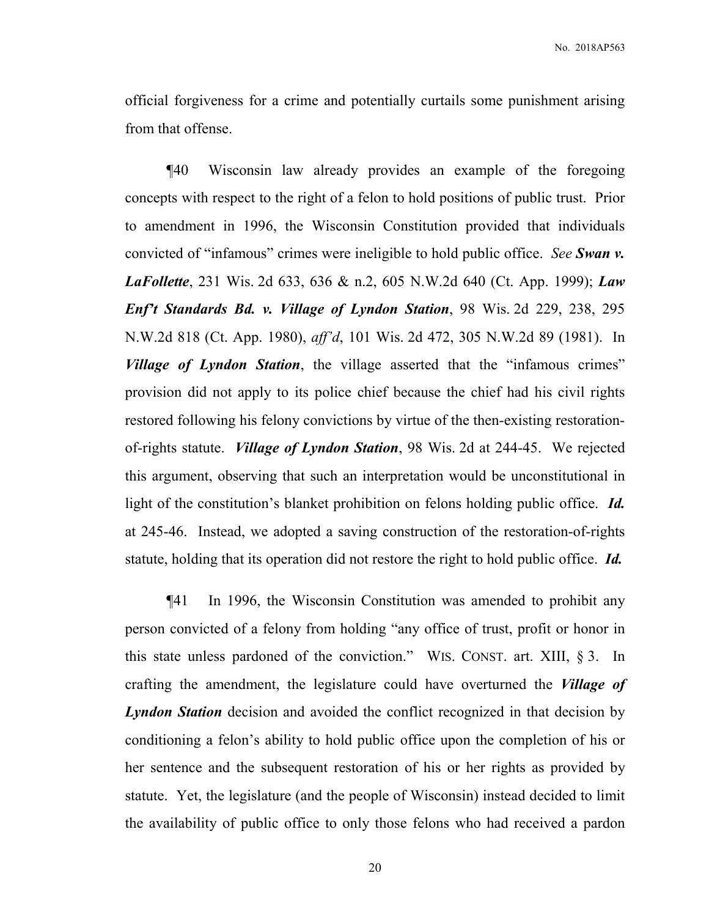official forgiveness for a crime and potentially curtails some punishment arising from that offense.

¶40 Wisconsin law already provides an example of the foregoing concepts with respect to the right of a felon to hold positions of public trust. Prior to amendment in 1996, the Wisconsin Constitution provided that individuals convicted of "infamous" crimes were ineligible to hold public office. *See* ***Swan v. LaFollette***, 231 Wis. 2d 633, 636 & n.2, 605 N.W.2d 640 (Ct. App. 1999); ***Law Enf't Standards Bd. v. Village of Lyndon Station***, 98 Wis. 2d 229, 238, 295 N.W.2d 818 (Ct. App. 1980), *aff'd*, 101 Wis. 2d 472, 305 N.W.2d 89 (1981). In ***Village of Lyndon Station***, the village asserted that the "infamous crimes" provision did not apply to its police chief because the chief had his civil rights restored following his felony convictions by virtue of the then-existing restoration-of-rights statute. ***Village of Lyndon Station***, 98 Wis. 2d at 244-45. We rejected this argument, observing that such an interpretation would be unconstitutional in light of the constitution's blanket prohibition on felons holding public office. ***Id.*** at 245-46. Instead, we adopted a saving construction of the restoration-of-rights statute, holding that its operation did not restore the right to hold public office. ***Id.***

¶41 In 1996, the Wisconsin Constitution was amended to prohibit any person convicted of a felony from holding "any office of trust, profit or honor in this state unless pardoned of the conviction." WIS. CONST. art. XIII, § 3. In crafting the amendment, the legislature could have overturned the ***Village of Lyndon Station*** decision and avoided the conflict recognized in that decision by conditioning a felon's ability to hold public office upon the completion of his or her sentence and the subsequent restoration of his or her rights as provided by statute. Yet, the legislature (and the people of Wisconsin) instead decided to limit the availability of public office to only those felons who had received a pardon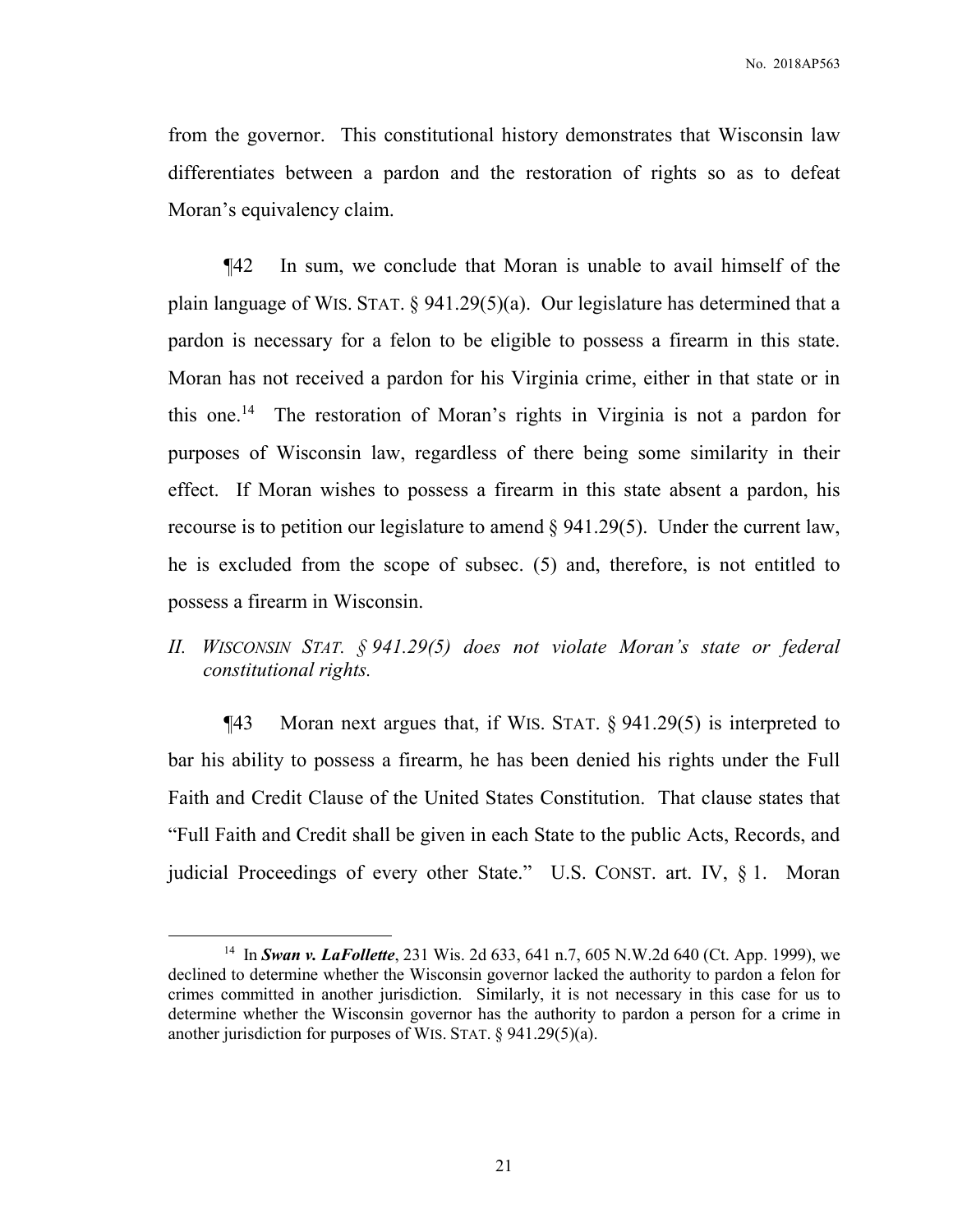from the governor. This constitutional history demonstrates that Wisconsin law differentiates between a pardon and the restoration of rights so as to defeat Moran's equivalency claim.

¶42 In sum, we conclude that Moran is unable to avail himself of the plain language of WIS. STAT. § 941.29(5)(a). Our legislature has determined that a pardon is necessary for a felon to be eligible to possess a firearm in this state. Moran has not received a pardon for his Virginia crime, either in that state or in this one.[14] The restoration of Moran's rights in Virginia is not a pardon for purposes of Wisconsin law, regardless of there being some similarity in their effect. If Moran wishes to possess a firearm in this state absent a pardon, his recourse is to petition our legislature to amend § 941.29(5). Under the current law, he is excluded from the scope of subsec. (5) and, therefore, is not entitled to possess a firearm in Wisconsin.

*II. WISCONSIN STAT. § 941.29(5) does not violate Moran's state or federal constitutional rights.*

¶43 Moran next argues that, if WIS. STAT. § 941.29(5) is interpreted to bar his ability to possess a firearm, he has been denied his rights under the Full Faith and Credit Clause of the United States Constitution. That clause states that "Full Faith and Credit shall be given in each State to the public Acts, Records, and judicial Proceedings of every other State." U.S. CONST. art. IV, § 1. Moran

---

[14] In ***Swan v. LaFollette***, 231 Wis. 2d 633, 641 n.7, 605 N.W.2d 640 (Ct. App. 1999), we declined to determine whether the Wisconsin governor lacked the authority to pardon a felon for crimes committed in another jurisdiction. Similarly, it is not necessary in this case for us to determine whether the Wisconsin governor has the authority to pardon a person for a crime in another jurisdiction for purposes of WIS. STAT. § 941.29(5)(a).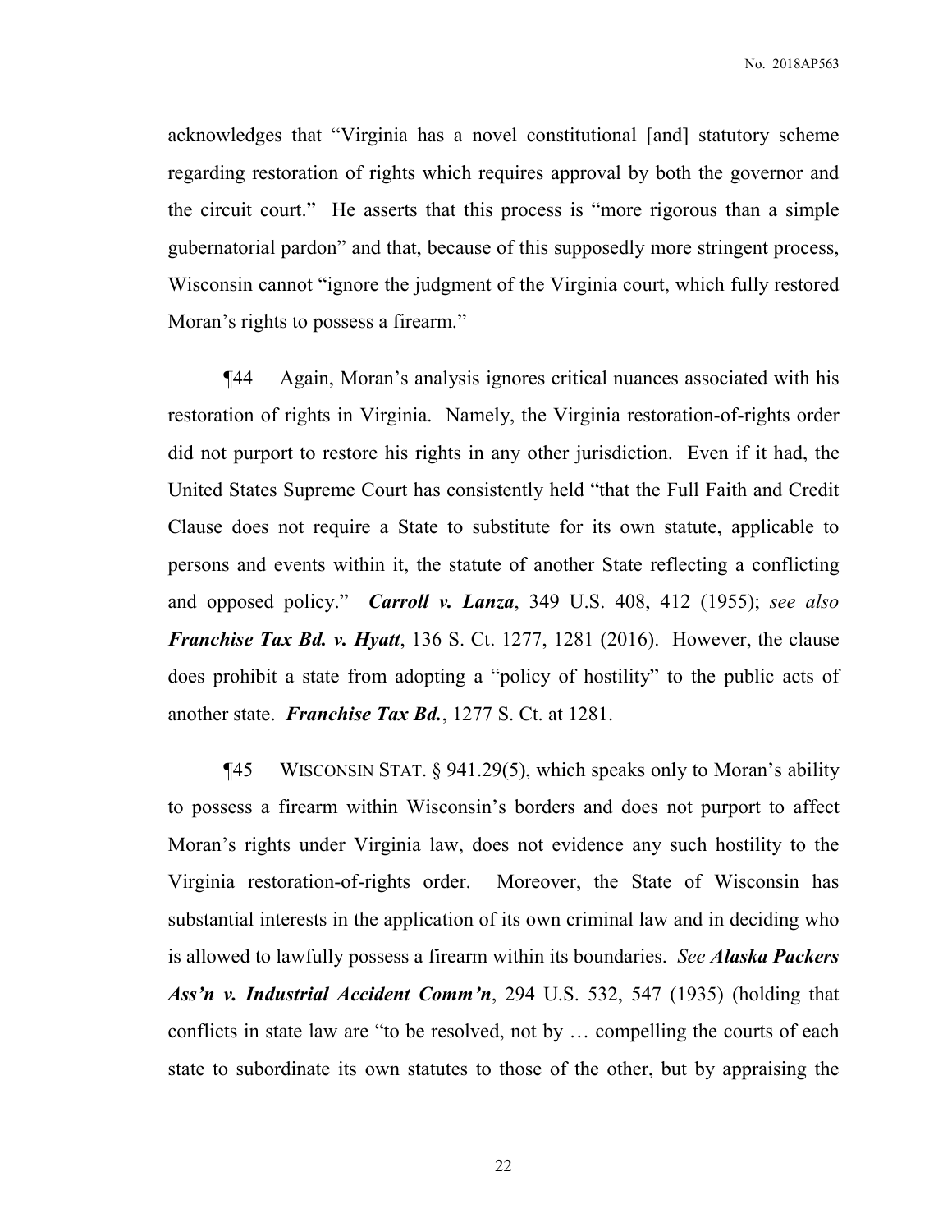acknowledges that "Virginia has a novel constitutional [and] statutory scheme regarding restoration of rights which requires approval by both the governor and the circuit court." He asserts that this process is "more rigorous than a simple gubernatorial pardon" and that, because of this supposedly more stringent process, Wisconsin cannot "ignore the judgment of the Virginia court, which fully restored Moran's rights to possess a firearm."

¶44 Again, Moran's analysis ignores critical nuances associated with his restoration of rights in Virginia. Namely, the Virginia restoration-of-rights order did not purport to restore his rights in any other jurisdiction. Even if it had, the United States Supreme Court has consistently held "that the Full Faith and Credit Clause does not require a State to substitute for its own statute, applicable to persons and events within it, the statute of another State reflecting a conflicting and opposed policy." ***Carroll v. Lanza***, 349 U.S. 408, 412 (1955); *see also* ***Franchise Tax Bd. v. Hyatt***, 136 S. Ct. 1277, 1281 (2016). However, the clause does prohibit a state from adopting a "policy of hostility" to the public acts of another state. ***Franchise Tax Bd.***, 1277 S. Ct. at 1281.

¶45 WISCONSIN STAT. § 941.29(5), which speaks only to Moran's ability to possess a firearm within Wisconsin's borders and does not purport to affect Moran's rights under Virginia law, does not evidence any such hostility to the Virginia restoration-of-rights order. Moreover, the State of Wisconsin has substantial interests in the application of its own criminal law and in deciding who is allowed to lawfully possess a firearm within its boundaries. *See* ***Alaska Packers Ass'n v. Industrial Accident Comm'n***, 294 U.S. 532, 547 (1935) (holding that conflicts in state law are "to be resolved, not by … compelling the courts of each state to subordinate its own statutes to those of the other, but by appraising the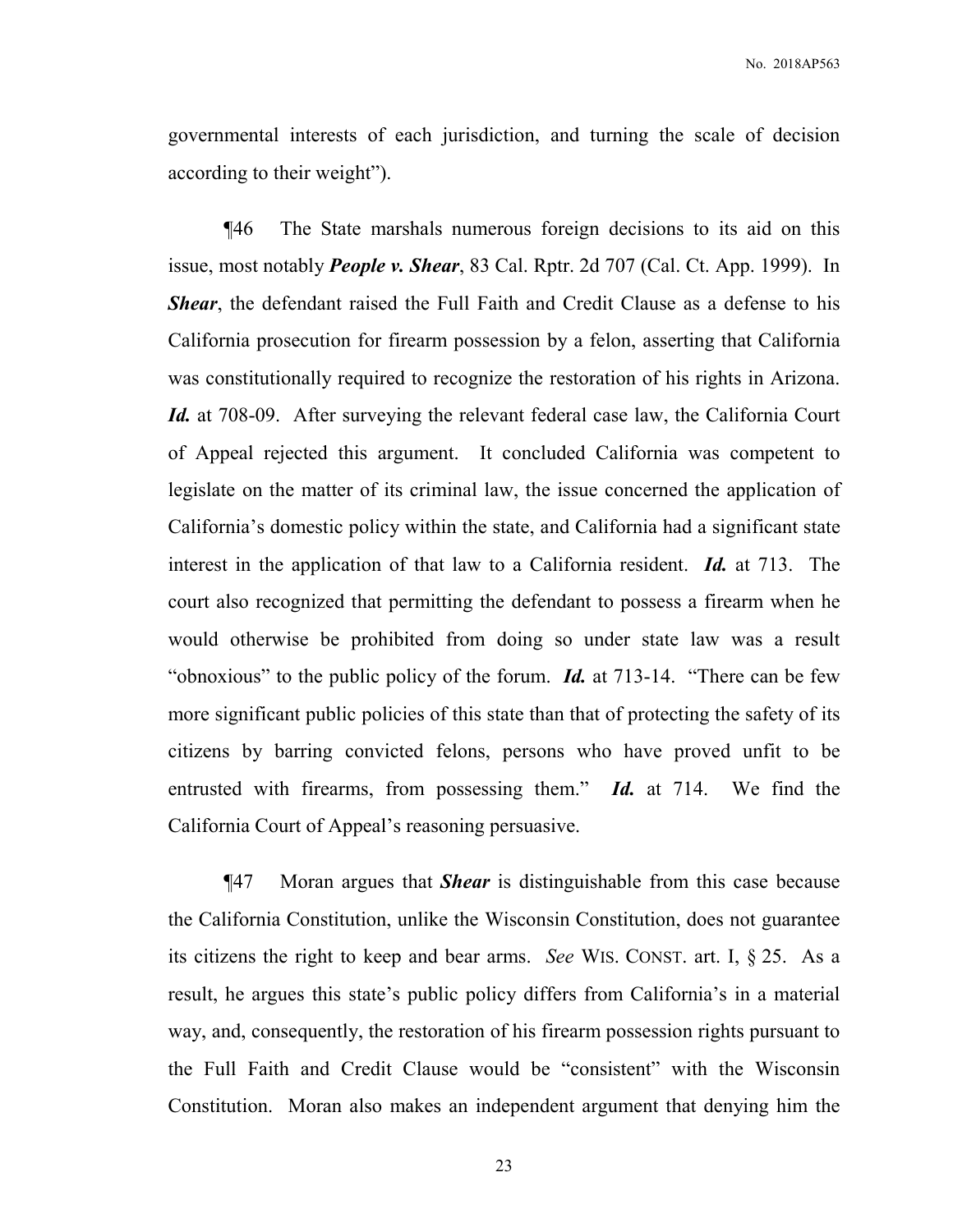governmental interests of each jurisdiction, and turning the scale of decision according to their weight").

¶46 The State marshals numerous foreign decisions to its aid on this issue, most notably ***People v. Shear***, 83 Cal. Rptr. 2d 707 (Cal. Ct. App. 1999). In ***Shear***, the defendant raised the Full Faith and Credit Clause as a defense to his California prosecution for firearm possession by a felon, asserting that California was constitutionally required to recognize the restoration of his rights in Arizona. ***Id.*** at 708-09. After surveying the relevant federal case law, the California Court of Appeal rejected this argument. It concluded California was competent to legislate on the matter of its criminal law, the issue concerned the application of California's domestic policy within the state, and California had a significant state interest in the application of that law to a California resident. ***Id.*** at 713. The court also recognized that permitting the defendant to possess a firearm when he would otherwise be prohibited from doing so under state law was a result "obnoxious" to the public policy of the forum. ***Id.*** at 713-14. "There can be few more significant public policies of this state than that of protecting the safety of its citizens by barring convicted felons, persons who have proved unfit to be entrusted with firearms, from possessing them." ***Id.*** at 714. We find the California Court of Appeal's reasoning persuasive.

¶47 Moran argues that ***Shear*** is distinguishable from this case because the California Constitution, unlike the Wisconsin Constitution, does not guarantee its citizens the right to keep and bear arms. *See* WIS. CONST. art. I, § 25. As a result, he argues this state's public policy differs from California's in a material way, and, consequently, the restoration of his firearm possession rights pursuant to the Full Faith and Credit Clause would be "consistent" with the Wisconsin Constitution. Moran also makes an independent argument that denying him the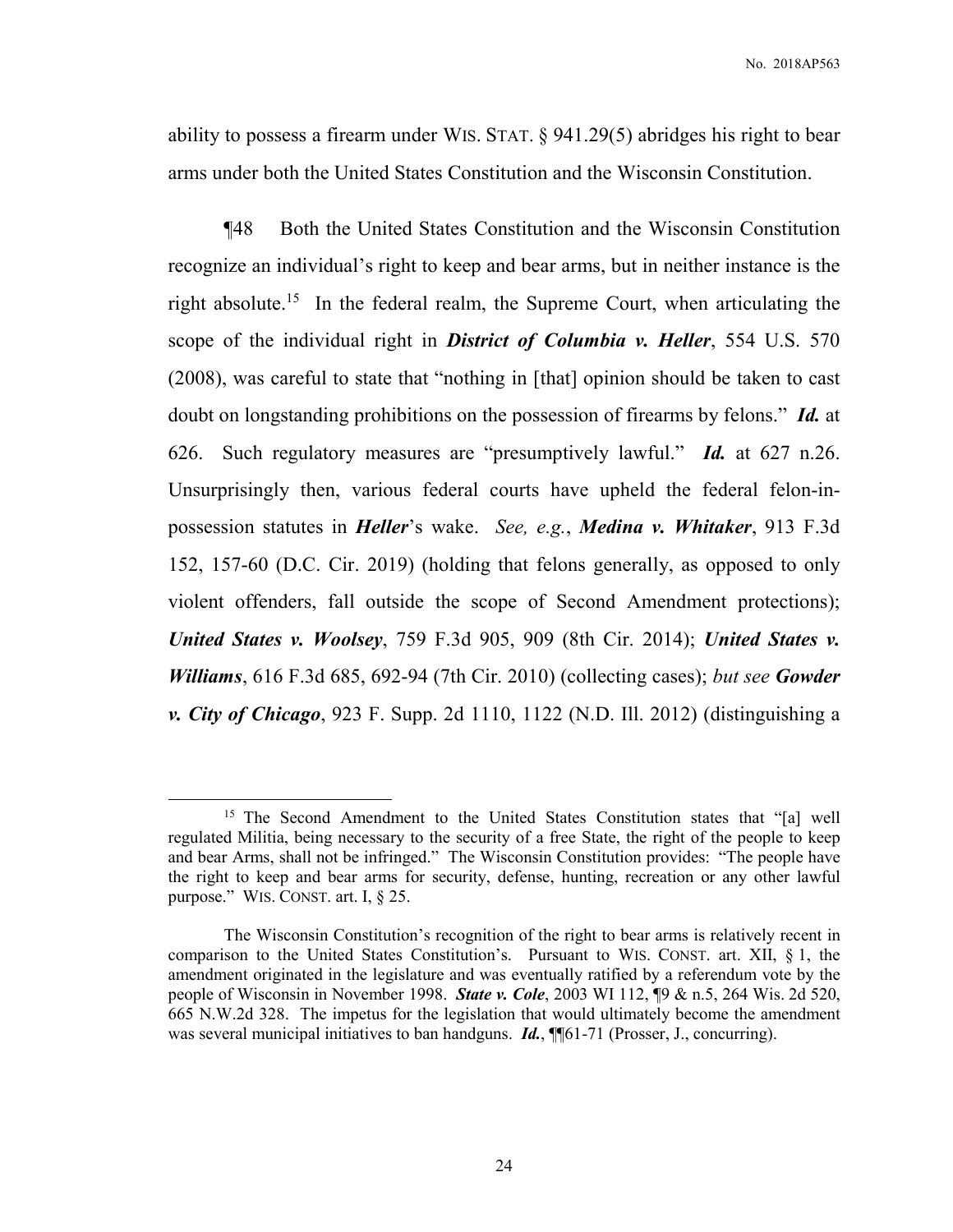ability to possess a firearm under WIS. STAT. § 941.29(5) abridges his right to bear arms under both the United States Constitution and the Wisconsin Constitution.

¶48 Both the United States Constitution and the Wisconsin Constitution recognize an individual's right to keep and bear arms, but in neither instance is the right absolute.[15] In the federal realm, the Supreme Court, when articulating the scope of the individual right in ***District of Columbia v. Heller***, 554 U.S. 570 (2008), was careful to state that "nothing in [that] opinion should be taken to cast doubt on longstanding prohibitions on the possession of firearms by felons." ***Id.*** at 626. Such regulatory measures are "presumptively lawful." ***Id.*** at 627 n.26. Unsurprisingly then, various federal courts have upheld the federal felon-in-possession statutes in ***Heller***'s wake. *See, e.g.*, ***Medina v. Whitaker***, 913 F.3d 152, 157-60 (D.C. Cir. 2019) (holding that felons generally, as opposed to only violent offenders, fall outside the scope of Second Amendment protections); ***United States v. Woolsey***, 759 F.3d 905, 909 (8th Cir. 2014); ***United States v. Williams***, 616 F.3d 685, 692-94 (7th Cir. 2010) (collecting cases); *but see* ***Gowder v. City of Chicago***, 923 F. Supp. 2d 1110, 1122 (N.D. Ill. 2012) (distinguishing a

---

[15] The Second Amendment to the United States Constitution states that "[a] well regulated Militia, being necessary to the security of a free State, the right of the people to keep and bear Arms, shall not be infringed." The Wisconsin Constitution provides: "The people have the right to keep and bear arms for security, defense, hunting, recreation or any other lawful purpose." WIS. CONST. art. I, § 25.

The Wisconsin Constitution's recognition of the right to bear arms is relatively recent in comparison to the United States Constitution's. Pursuant to WIS. CONST. art. XII, § 1, the amendment originated in the legislature and was eventually ratified by a referendum vote by the people of Wisconsin in November 1998. ***State v. Cole***, 2003 WI 112, ¶9 & n.5, 264 Wis. 2d 520, 665 N.W.2d 328. The impetus for the legislation that would ultimately become the amendment was several municipal initiatives to ban handguns. ***Id.***, ¶¶61-71 (Prosser, J., concurring).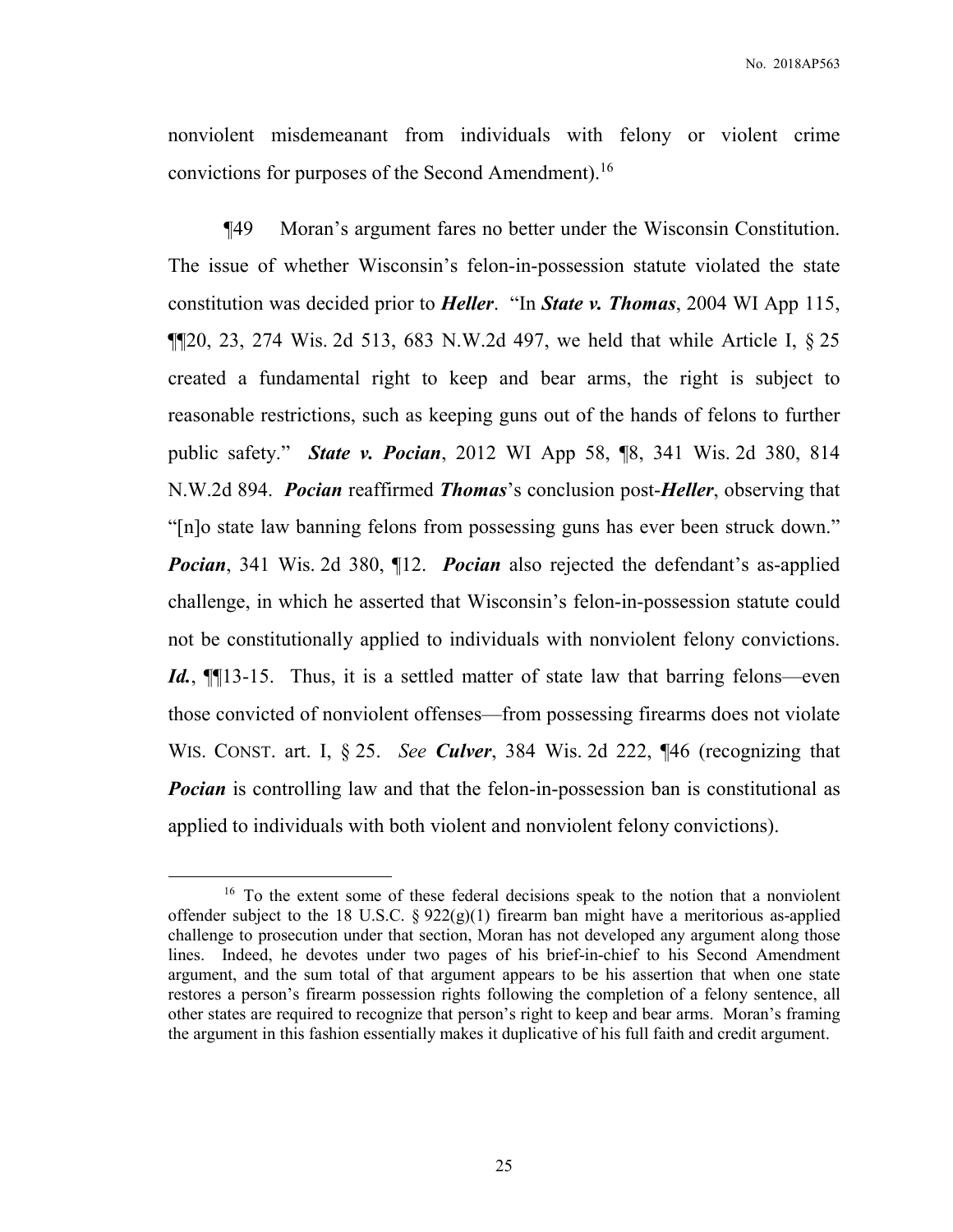nonviolent misdemeanant from individuals with felony or violent crime convictions for purposes of the Second Amendment).[16]

¶49 Moran's argument fares no better under the Wisconsin Constitution. The issue of whether Wisconsin's felon-in-possession statute violated the state constitution was decided prior to ***Heller***. "In ***State v. Thomas***, 2004 WI App 115, ¶¶20, 23, 274 Wis. 2d 513, 683 N.W.2d 497, we held that while Article I, § 25 created a fundamental right to keep and bear arms, the right is subject to reasonable restrictions, such as keeping guns out of the hands of felons to further public safety." ***State v. Pocian***, 2012 WI App 58, ¶8, 341 Wis. 2d 380, 814 N.W.2d 894. ***Pocian*** reaffirmed ***Thomas***'s conclusion post-***Heller***, observing that "[n]o state law banning felons from possessing guns has ever been struck down." ***Pocian***, 341 Wis. 2d 380, ¶12. ***Pocian*** also rejected the defendant's as-applied challenge, in which he asserted that Wisconsin's felon-in-possession statute could not be constitutionally applied to individuals with nonviolent felony convictions. ***Id.***, ¶¶13-15. Thus, it is a settled matter of state law that barring felons—even those convicted of nonviolent offenses—from possessing firearms does not violate WIS. CONST. art. I, § 25. *See* ***Culver***, 384 Wis. 2d 222, ¶46 (recognizing that ***Pocian*** is controlling law and that the felon-in-possession ban is constitutional as applied to individuals with both violent and nonviolent felony convictions).

---

[16] To the extent some of these federal decisions speak to the notion that a nonviolent offender subject to the 18 U.S.C. § 922(g)(1) firearm ban might have a meritorious as-applied challenge to prosecution under that section, Moran has not developed any argument along those lines. Indeed, he devotes under two pages of his brief-in-chief to his Second Amendment argument, and the sum total of that argument appears to be his assertion that when one state restores a person's firearm possession rights following the completion of a felony sentence, all other states are required to recognize that person's right to keep and bear arms. Moran's framing the argument in this fashion essentially makes it duplicative of his full faith and credit argument.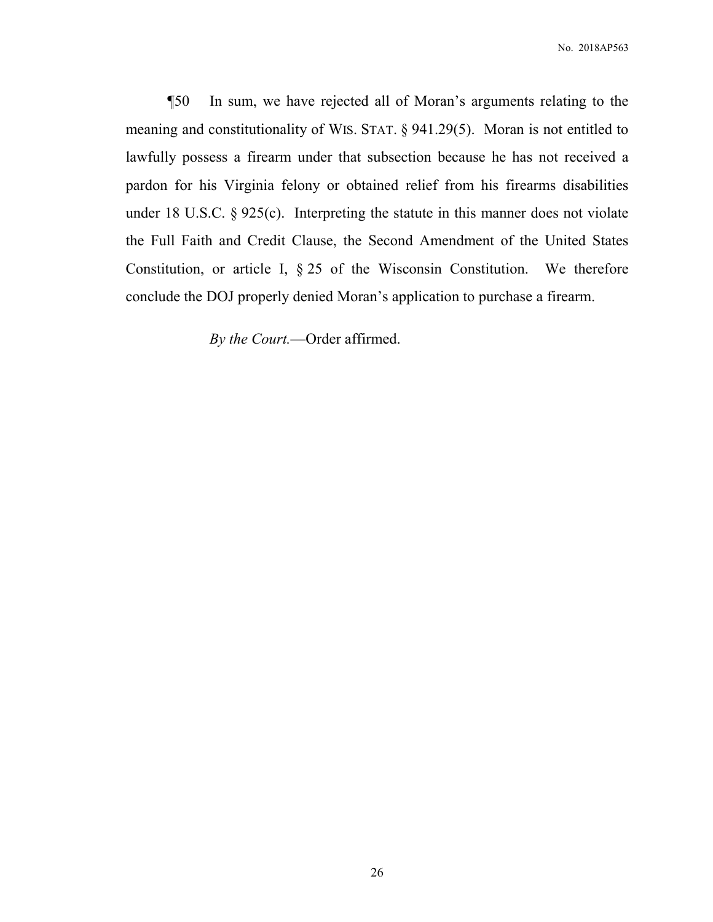¶50 In sum, we have rejected all of Moran's arguments relating to the meaning and constitutionality of WIS. STAT. § 941.29(5). Moran is not entitled to lawfully possess a firearm under that subsection because he has not received a pardon for his Virginia felony or obtained relief from his firearms disabilities under 18 U.S.C. § 925(c). Interpreting the statute in this manner does not violate the Full Faith and Credit Clause, the Second Amendment of the United States Constitution, or article I, § 25 of the Wisconsin Constitution. We therefore conclude the DOJ properly denied Moran's application to purchase a firearm.

*By the Court.*—Order affirmed.